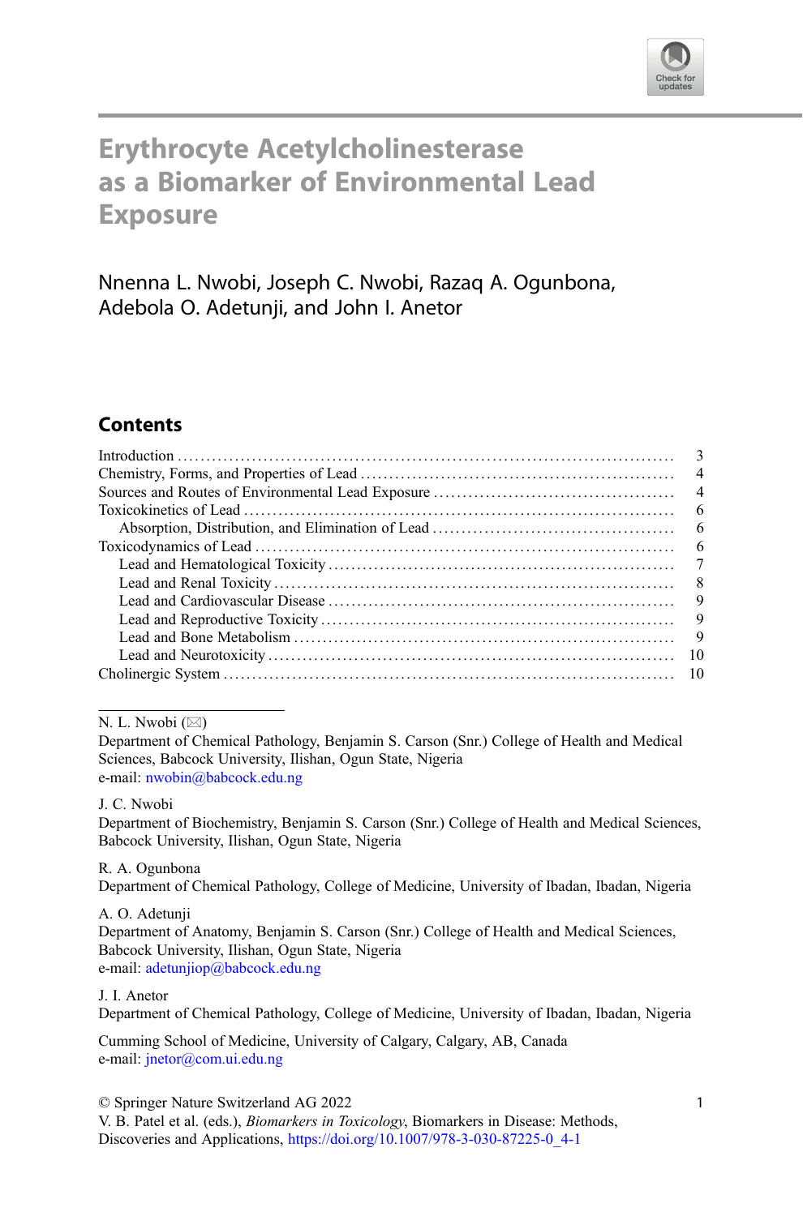# Erythrocyte Acetylcholinesterase as a Biomarker of Environmental Lead Exposure

Nnenna L. Nwobi, Joseph C. Nwobi, Razaq A. Ogunbona, Adebola O. Adetunji, and John I. Anetor

## Contents

- Introduction .......... 3
- Chemistry, Forms, and Properties of Lead .......... 4
- Sources and Routes of Environmental Lead Exposure .......... 4
- Toxicokinetics of Lead .......... 6
  - Absorption, Distribution, and Elimination of Lead .......... 6
- Toxicodynamics of Lead .......... 6
  - Lead and Hematological Toxicity .......... 7
  - Lead and Renal Toxicity .......... 8
  - Lead and Cardiovascular Disease .......... 9
  - Lead and Reproductive Toxicity .......... 9
  - Lead and Bone Metabolism .......... 9
  - Lead and Neurotoxicity .......... 10
- Cholinergic System .......... 10

---

N. L. Nwobi (✉)
Department of Chemical Pathology, Benjamin S. Carson (Snr.) College of Health and Medical Sciences, Babcock University, Ilishan, Ogun State, Nigeria
e-mail: nwobin@babcock.edu.ng

J. C. Nwobi
Department of Biochemistry, Benjamin S. Carson (Snr.) College of Health and Medical Sciences, Babcock University, Ilishan, Ogun State, Nigeria

R. A. Ogunbona
Department of Chemical Pathology, College of Medicine, University of Ibadan, Ibadan, Nigeria

A. O. Adetunji
Department of Anatomy, Benjamin S. Carson (Snr.) College of Health and Medical Sciences, Babcock University, Ilishan, Ogun State, Nigeria
e-mail: adetunjiop@babcock.edu.ng

J. I. Anetor
Department of Chemical Pathology, College of Medicine, University of Ibadan, Ibadan, Nigeria

Cumming School of Medicine, University of Calgary, Calgary, AB, Canada
e-mail: jnetor@com.ui.edu.ng

© Springer Nature Switzerland AG 2022
V. B. Patel et al. (eds.), *Biomarkers in Toxicology*, Biomarkers in Disease: Methods, Discoveries and Applications, https://doi.org/10.1007/978-3-030-87225-0_4-1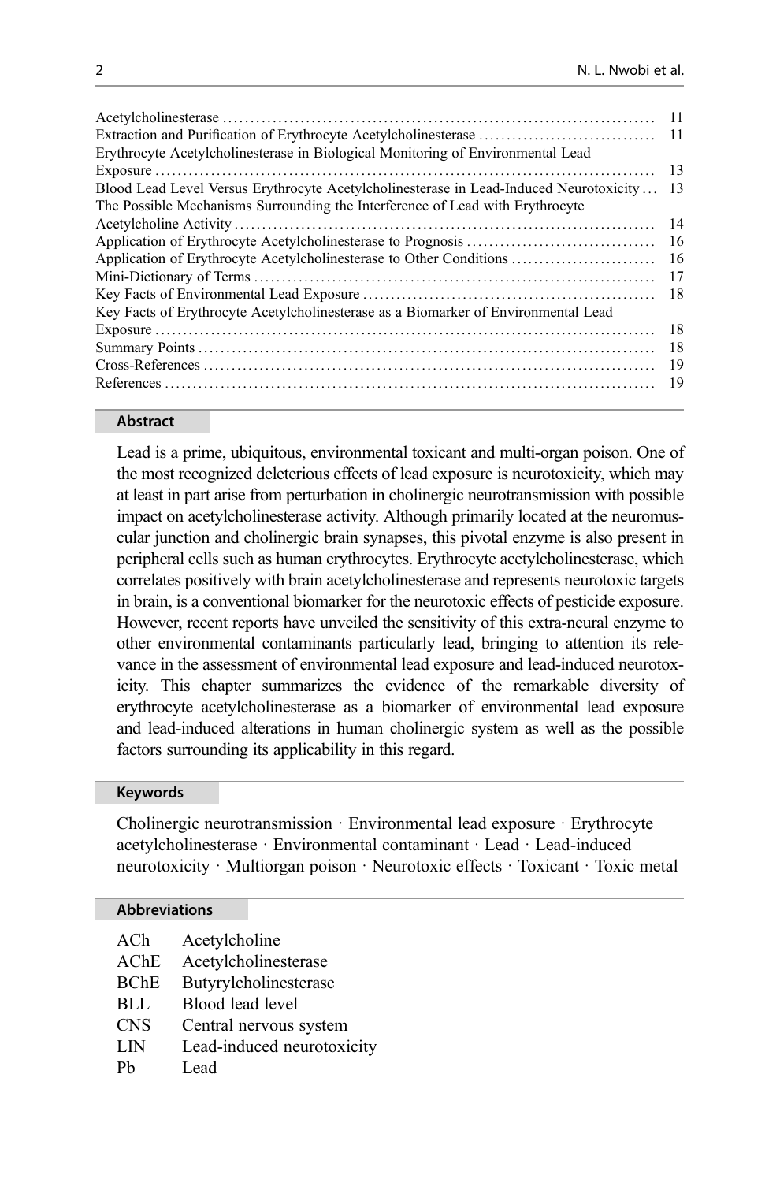| | |
|---|---|
| Acetylcholinesterase | 11 |
| Extraction and Purification of Erythrocyte Acetylcholinesterase | 11 |
| Erythrocyte Acetylcholinesterase in Biological Monitoring of Environmental Lead Exposure | 13 |
| Blood Lead Level Versus Erythrocyte Acetylcholinesterase in Lead-Induced Neurotoxicity | 13 |
| The Possible Mechanisms Surrounding the Interference of Lead with Erythrocyte Acetylcholine Activity | 14 |
| Application of Erythrocyte Acetylcholinesterase to Prognosis | 16 |
| Application of Erythrocyte Acetylcholinesterase to Other Conditions | 16 |
| Mini-Dictionary of Terms | 17 |
| Key Facts of Environmental Lead Exposure | 18 |
| Key Facts of Erythrocyte Acetylcholinesterase as a Biomarker of Environmental Lead Exposure | 18 |
| Summary Points | 18 |
| Cross-References | 19 |
| References | 19 |

## Abstract

Lead is a prime, ubiquitous, environmental toxicant and multi-organ poison. One of the most recognized deleterious effects of lead exposure is neurotoxicity, which may at least in part arise from perturbation in cholinergic neurotransmission with possible impact on acetylcholinesterase activity. Although primarily located at the neuromuscular junction and cholinergic brain synapses, this pivotal enzyme is also present in peripheral cells such as human erythrocytes. Erythrocyte acetylcholinesterase, which correlates positively with brain acetylcholinesterase and represents neurotoxic targets in brain, is a conventional biomarker for the neurotoxic effects of pesticide exposure. However, recent reports have unveiled the sensitivity of this extra-neural enzyme to other environmental contaminants particularly lead, bringing to attention its relevance in the assessment of environmental lead exposure and lead-induced neurotoxicity. This chapter summarizes the evidence of the remarkable diversity of erythrocyte acetylcholinesterase as a biomarker of environmental lead exposure and lead-induced alterations in human cholinergic system as well as the possible factors surrounding its applicability in this regard.

## Keywords

Cholinergic neurotransmission · Environmental lead exposure · Erythrocyte acetylcholinesterase · Environmental contaminant · Lead · Lead-induced neurotoxicity · Multiorgan poison · Neurotoxic effects · Toxicant · Toxic metal

## Abbreviations

| | |
|---|---|
| ACh | Acetylcholine |
| AChE | Acetylcholinesterase |
| BChE | Butyrylcholinesterase |
| BLL | Blood lead level |
| CNS | Central nervous system |
| LIN | Lead-induced neurotoxicity |
| Pb | Lead |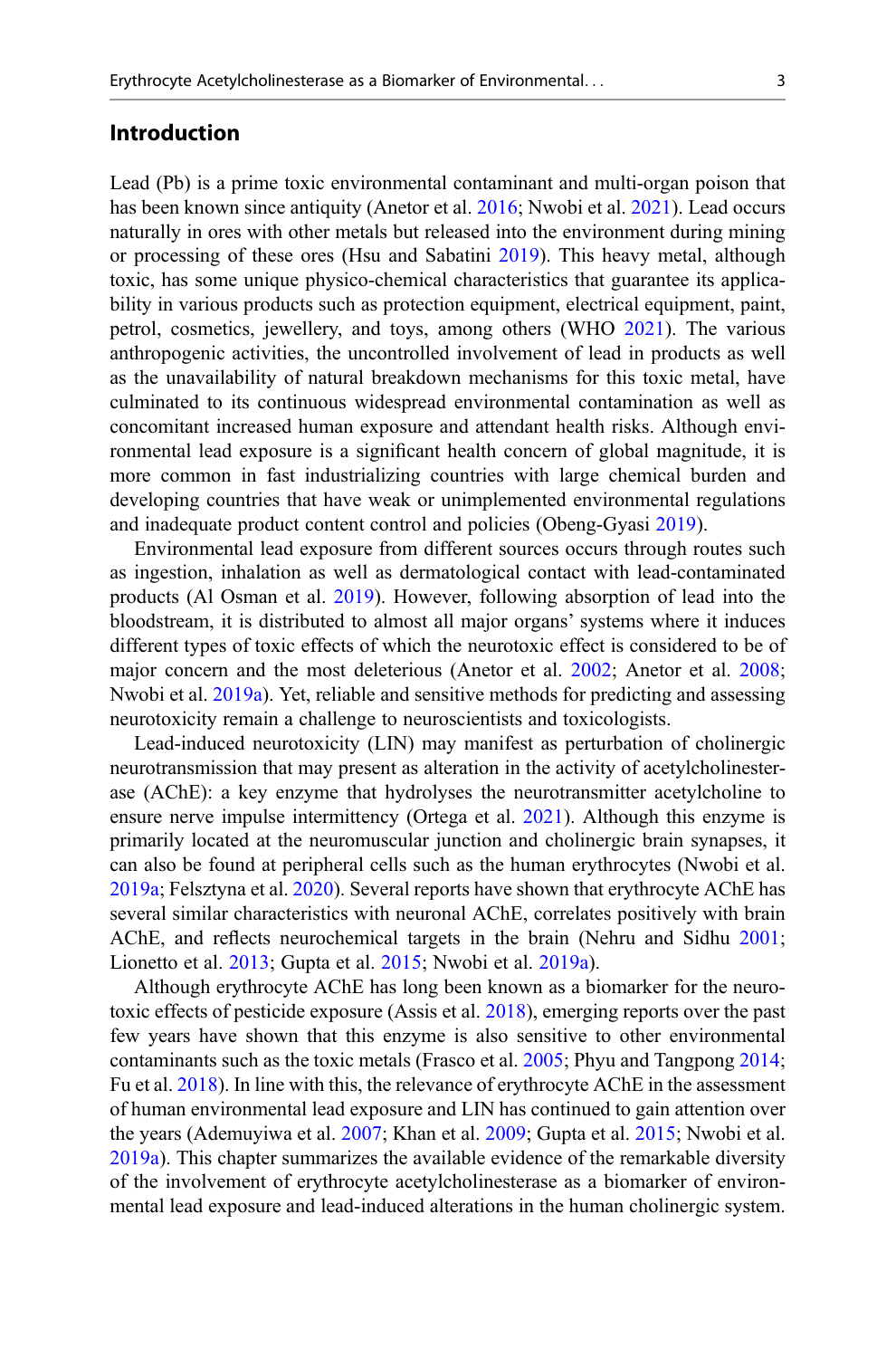## Introduction

Lead (Pb) is a prime toxic environmental contaminant and multi-organ poison that has been known since antiquity (Anetor et al. 2016; Nwobi et al. 2021). Lead occurs naturally in ores with other metals but released into the environment during mining or processing of these ores (Hsu and Sabatini 2019). This heavy metal, although toxic, has some unique physico-chemical characteristics that guarantee its applicability in various products such as protection equipment, electrical equipment, paint, petrol, cosmetics, jewellery, and toys, among others (WHO 2021). The various anthropogenic activities, the uncontrolled involvement of lead in products as well as the unavailability of natural breakdown mechanisms for this toxic metal, have culminated to its continuous widespread environmental contamination as well as concomitant increased human exposure and attendant health risks. Although environmental lead exposure is a significant health concern of global magnitude, it is more common in fast industrializing countries with large chemical burden and developing countries that have weak or unimplemented environmental regulations and inadequate product content control and policies (Obeng-Gyasi 2019).

Environmental lead exposure from different sources occurs through routes such as ingestion, inhalation as well as dermatological contact with lead-contaminated products (Al Osman et al. 2019). However, following absorption of lead into the bloodstream, it is distributed to almost all major organs' systems where it induces different types of toxic effects of which the neurotoxic effect is considered to be of major concern and the most deleterious (Anetor et al. 2002; Anetor et al. 2008; Nwobi et al. 2019a). Yet, reliable and sensitive methods for predicting and assessing neurotoxicity remain a challenge to neuroscientists and toxicologists.

Lead-induced neurotoxicity (LIN) may manifest as perturbation of cholinergic neurotransmission that may present as alteration in the activity of acetylcholinesterase (AChE): a key enzyme that hydrolyses the neurotransmitter acetylcholine to ensure nerve impulse intermittency (Ortega et al. 2021). Although this enzyme is primarily located at the neuromuscular junction and cholinergic brain synapses, it can also be found at peripheral cells such as the human erythrocytes (Nwobi et al. 2019a; Felsztyna et al. 2020). Several reports have shown that erythrocyte AChE has several similar characteristics with neuronal AChE, correlates positively with brain AChE, and reflects neurochemical targets in the brain (Nehru and Sidhu 2001; Lionetto et al. 2013; Gupta et al. 2015; Nwobi et al. 2019a).

Although erythrocyte AChE has long been known as a biomarker for the neurotoxic effects of pesticide exposure (Assis et al. 2018), emerging reports over the past few years have shown that this enzyme is also sensitive to other environmental contaminants such as the toxic metals (Frasco et al. 2005; Phyu and Tangpong 2014; Fu et al. 2018). In line with this, the relevance of erythrocyte AChE in the assessment of human environmental lead exposure and LIN has continued to gain attention over the years (Ademuyiwa et al. 2007; Khan et al. 2009; Gupta et al. 2015; Nwobi et al. 2019a). This chapter summarizes the available evidence of the remarkable diversity of the involvement of erythrocyte acetylcholinesterase as a biomarker of environmental lead exposure and lead-induced alterations in the human cholinergic system.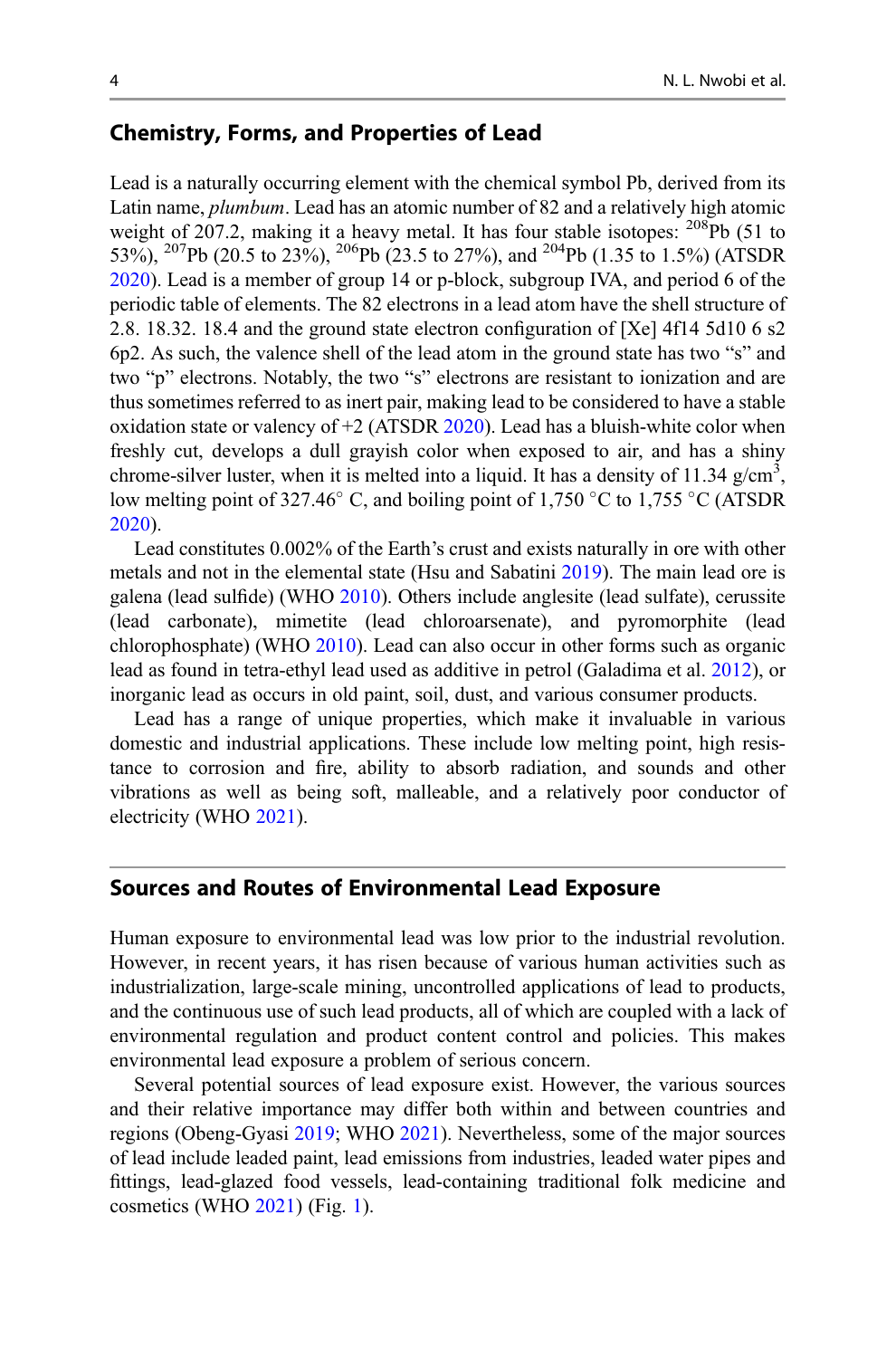## Chemistry, Forms, and Properties of Lead

Lead is a naturally occurring element with the chemical symbol Pb, derived from its Latin name, *plumbum*. Lead has an atomic number of 82 and a relatively high atomic weight of 207.2, making it a heavy metal. It has four stable isotopes: $^{208}$Pb (51 to 53%), $^{207}$Pb (20.5 to 23%), $^{206}$Pb (23.5 to 27%), and $^{204}$Pb (1.35 to 1.5%) (ATSDR 2020). Lead is a member of group 14 or p-block, subgroup IVA, and period 6 of the periodic table of elements. The 82 electrons in a lead atom have the shell structure of 2.8. 18.32. 18.4 and the ground state electron configuration of [Xe] 4f14 5d10 6 s2 6p2. As such, the valence shell of the lead atom in the ground state has two "s" and two "p" electrons. Notably, the two "s" electrons are resistant to ionization and are thus sometimes referred to as inert pair, making lead to be considered to have a stable oxidation state or valency of +2 (ATSDR 2020). Lead has a bluish-white color when freshly cut, develops a dull grayish color when exposed to air, and has a shiny chrome-silver luster, when it is melted into a liquid. It has a density of 11.34 g/cm$^3$, low melting point of 327.46° C, and boiling point of 1,750 °C to 1,755 °C (ATSDR 2020).

Lead constitutes 0.002% of the Earth's crust and exists naturally in ore with other metals and not in the elemental state (Hsu and Sabatini 2019). The main lead ore is galena (lead sulfide) (WHO 2010). Others include anglesite (lead sulfate), cerussite (lead carbonate), mimetite (lead chloroarsenate), and pyromorphite (lead chlorophosphate) (WHO 2010). Lead can also occur in other forms such as organic lead as found in tetra-ethyl lead used as additive in petrol (Galadima et al. 2012), or inorganic lead as occurs in old paint, soil, dust, and various consumer products.

Lead has a range of unique properties, which make it invaluable in various domestic and industrial applications. These include low melting point, high resistance to corrosion and fire, ability to absorb radiation, and sounds and other vibrations as well as being soft, malleable, and a relatively poor conductor of electricity (WHO 2021).

## Sources and Routes of Environmental Lead Exposure

Human exposure to environmental lead was low prior to the industrial revolution. However, in recent years, it has risen because of various human activities such as industrialization, large-scale mining, uncontrolled applications of lead to products, and the continuous use of such lead products, all of which are coupled with a lack of environmental regulation and product content control and policies. This makes environmental lead exposure a problem of serious concern.

Several potential sources of lead exposure exist. However, the various sources and their relative importance may differ both within and between countries and regions (Obeng-Gyasi 2019; WHO 2021). Nevertheless, some of the major sources of lead include leaded paint, lead emissions from industries, leaded water pipes and fittings, lead-glazed food vessels, lead-containing traditional folk medicine and cosmetics (WHO 2021) (Fig. 1).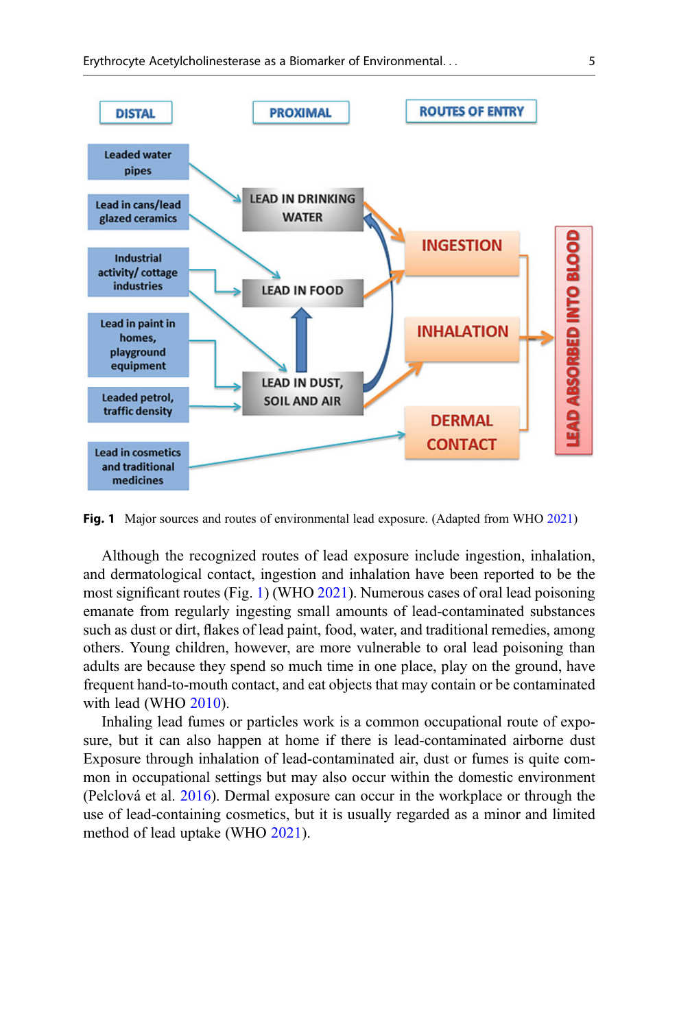Fig. 1 Major sources and routes of environmental lead exposure. (Adapted from WHO 2021)

Although the recognized routes of lead exposure include ingestion, inhalation, and dermatological contact, ingestion and inhalation have been reported to be the most significant routes (Fig. 1) (WHO 2021). Numerous cases of oral lead poisoning emanate from regularly ingesting small amounts of lead-contaminated substances such as dust or dirt, flakes of lead paint, food, water, and traditional remedies, among others. Young children, however, are more vulnerable to oral lead poisoning than adults are because they spend so much time in one place, play on the ground, have frequent hand-to-mouth contact, and eat objects that may contain or be contaminated with lead (WHO 2010).

Inhaling lead fumes or particles work is a common occupational route of exposure, but it can also happen at home if there is lead-contaminated airborne dust Exposure through inhalation of lead-contaminated air, dust or fumes is quite common in occupational settings but may also occur within the domestic environment (Pelclová et al. 2016). Dermal exposure can occur in the workplace or through the use of lead-containing cosmetics, but it is usually regarded as a minor and limited method of lead uptake (WHO 2021).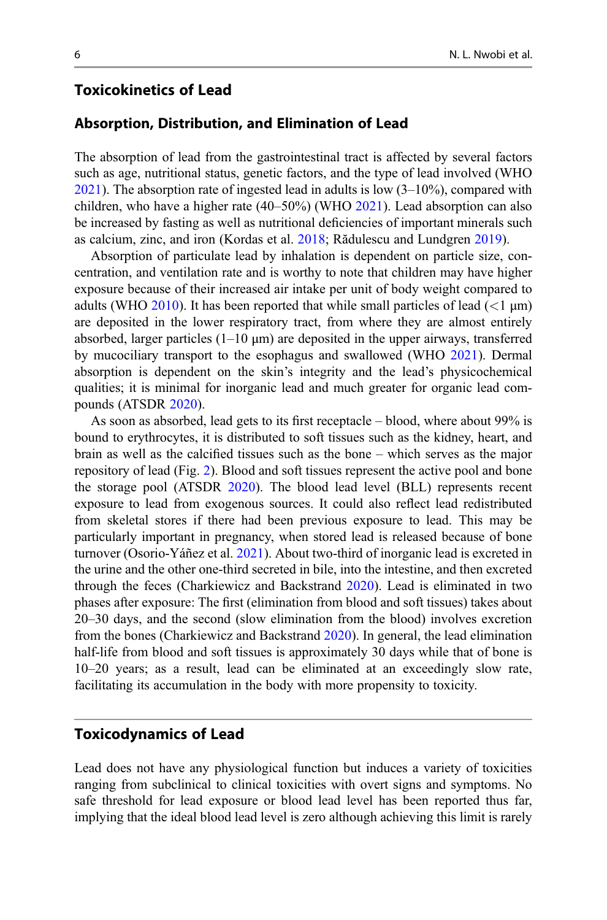## Toxicokinetics of Lead

### Absorption, Distribution, and Elimination of Lead

The absorption of lead from the gastrointestinal tract is affected by several factors such as age, nutritional status, genetic factors, and the type of lead involved (WHO 2021). The absorption rate of ingested lead in adults is low (3–10%), compared with children, who have a higher rate (40–50%) (WHO 2021). Lead absorption can also be increased by fasting as well as nutritional deficiencies of important minerals such as calcium, zinc, and iron (Kordas et al. 2018; Rădulescu and Lundgren 2019).

Absorption of particulate lead by inhalation is dependent on particle size, concentration, and ventilation rate and is worthy to note that children may have higher exposure because of their increased air intake per unit of body weight compared to adults (WHO 2010). It has been reported that while small particles of lead (<1 μm) are deposited in the lower respiratory tract, from where they are almost entirely absorbed, larger particles (1–10 μm) are deposited in the upper airways, transferred by mucociliary transport to the esophagus and swallowed (WHO 2021). Dermal absorption is dependent on the skin's integrity and the lead's physicochemical qualities; it is minimal for inorganic lead and much greater for organic lead compounds (ATSDR 2020).

As soon as absorbed, lead gets to its first receptacle – blood, where about 99% is bound to erythrocytes, it is distributed to soft tissues such as the kidney, heart, and brain as well as the calcified tissues such as the bone – which serves as the major repository of lead (Fig. 2). Blood and soft tissues represent the active pool and bone the storage pool (ATSDR 2020). The blood lead level (BLL) represents recent exposure to lead from exogenous sources. It could also reflect lead redistributed from skeletal stores if there had been previous exposure to lead. This may be particularly important in pregnancy, when stored lead is released because of bone turnover (Osorio-Yáñez et al. 2021). About two-third of inorganic lead is excreted in the urine and the other one-third secreted in bile, into the intestine, and then excreted through the feces (Charkiewicz and Backstrand 2020). Lead is eliminated in two phases after exposure: The first (elimination from blood and soft tissues) takes about 20–30 days, and the second (slow elimination from the blood) involves excretion from the bones (Charkiewicz and Backstrand 2020). In general, the lead elimination half-life from blood and soft tissues is approximately 30 days while that of bone is 10–20 years; as a result, lead can be eliminated at an exceedingly slow rate, facilitating its accumulation in the body with more propensity to toxicity.

## Toxicodynamics of Lead

Lead does not have any physiological function but induces a variety of toxicities ranging from subclinical to clinical toxicities with overt signs and symptoms. No safe threshold for lead exposure or blood lead level has been reported thus far, implying that the ideal blood lead level is zero although achieving this limit is rarely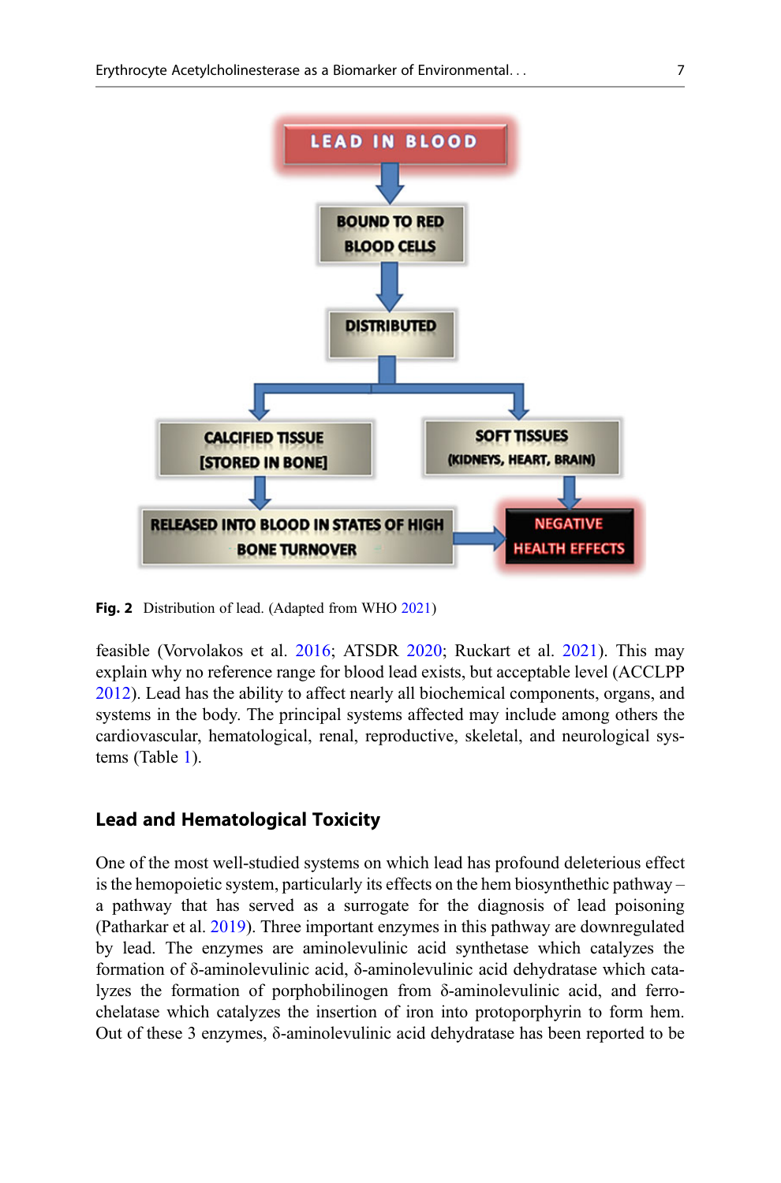Fig. 2 Distribution of lead. (Adapted from WHO 2021)

feasible (Vorvolakos et al. 2016; ATSDR 2020; Ruckart et al. 2021). This may explain why no reference range for blood lead exists, but acceptable level (ACCLPP 2012). Lead has the ability to affect nearly all biochemical components, organs, and systems in the body. The principal systems affected may include among others the cardiovascular, hematological, renal, reproductive, skeletal, and neurological systems (Table 1).

## Lead and Hematological Toxicity

One of the most well-studied systems on which lead has profound deleterious effect is the hemopoietic system, particularly its effects on the hem biosynthethic pathway – a pathway that has served as a surrogate for the diagnosis of lead poisoning (Patharkar et al. 2019). Three important enzymes in this pathway are downregulated by lead. The enzymes are aminolevulinic acid synthetase which catalyzes the formation of δ-aminolevulinic acid, δ-aminolevulinic acid dehydratase which catalyzes the formation of porphobilinogen from δ-aminolevulinic acid, and ferrochelatase which catalyzes the insertion of iron into protoporphyrin to form hem. Out of these 3 enzymes, δ-aminolevulinic acid dehydratase has been reported to be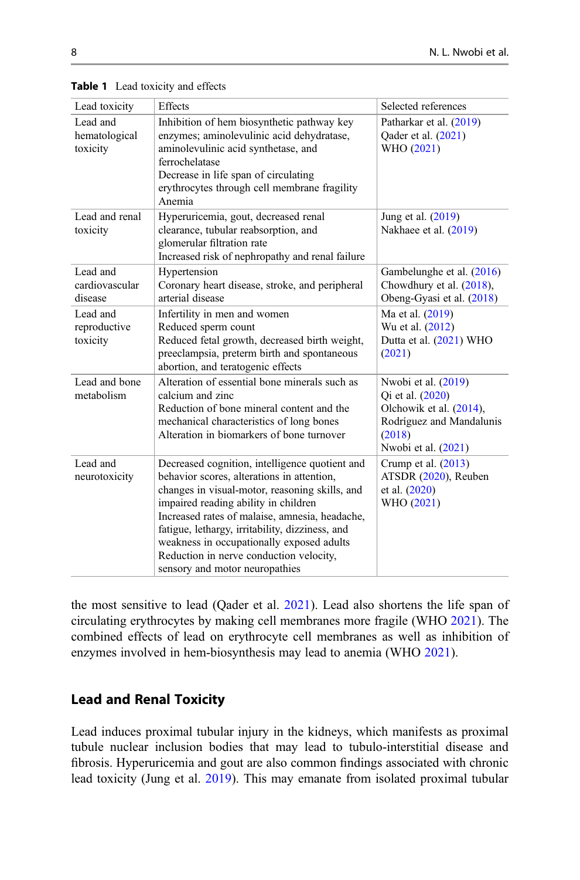**Table 1** Lead toxicity and effects

| Lead toxicity | Effects | Selected references |
|---|---|---|
| Lead and hematological toxicity | Inhibition of hem biosynthetic pathway key enzymes; aminolevulinic acid dehydratase, aminolevulinic acid synthetase, and ferrochelatase<br>Decrease in life span of circulating erythrocytes through cell membrane fragility<br>Anemia | Patharkar et al. (2019)<br>Qader et al. (2021)<br>WHO (2021) |
| Lead and renal toxicity | Hyperuricemia, gout, decreased renal clearance, tubular reabsorption, and glomerular filtration rate<br>Increased risk of nephropathy and renal failure | Jung et al. (2019)<br>Nakhaee et al. (2019) |
| Lead and cardiovascular disease | Hypertension<br>Coronary heart disease, stroke, and peripheral arterial disease | Gambelunghe et al. (2016)<br>Chowdhury et al. (2018),<br>Obeng-Gyasi et al. (2018) |
| Lead and reproductive toxicity | Infertility in men and women<br>Reduced sperm count<br>Reduced fetal growth, decreased birth weight, preeclampsia, preterm birth and spontaneous abortion, and teratogenic effects | Ma et al. (2019)<br>Wu et al. (2012)<br>Dutta et al. (2021) WHO (2021) |
| Lead and bone metabolism | Alteration of essential bone minerals such as calcium and zinc<br>Reduction of bone mineral content and the mechanical characteristics of long bones<br>Alteration in biomarkers of bone turnover | Nwobi et al. (2019)<br>Qi et al. (2020)<br>Olchowik et al. (2014),<br>Rodríguez and Mandalunis (2018)<br>Nwobi et al. (2021) |
| Lead and neurotoxicity | Decreased cognition, intelligence quotient and behavior scores, alterations in attention, changes in visual-motor, reasoning skills, and impaired reading ability in children<br>Increased rates of malaise, amnesia, headache, fatigue, lethargy, irritability, dizziness, and weakness in occupationally exposed adults<br>Reduction in nerve conduction velocity, sensory and motor neuropathies | Crump et al. (2013)<br>ATSDR (2020), Reuben et al. (2020)<br>WHO (2021) |

the most sensitive to lead (Qader et al. 2021). Lead also shortens the life span of circulating erythrocytes by making cell membranes more fragile (WHO 2021). The combined effects of lead on erythrocyte cell membranes as well as inhibition of enzymes involved in hem-biosynthesis may lead to anemia (WHO 2021).

## Lead and Renal Toxicity

Lead induces proximal tubular injury in the kidneys, which manifests as proximal tubule nuclear inclusion bodies that may lead to tubulo-interstitial disease and fibrosis. Hyperuricemia and gout are also common findings associated with chronic lead toxicity (Jung et al. 2019). This may emanate from isolated proximal tubular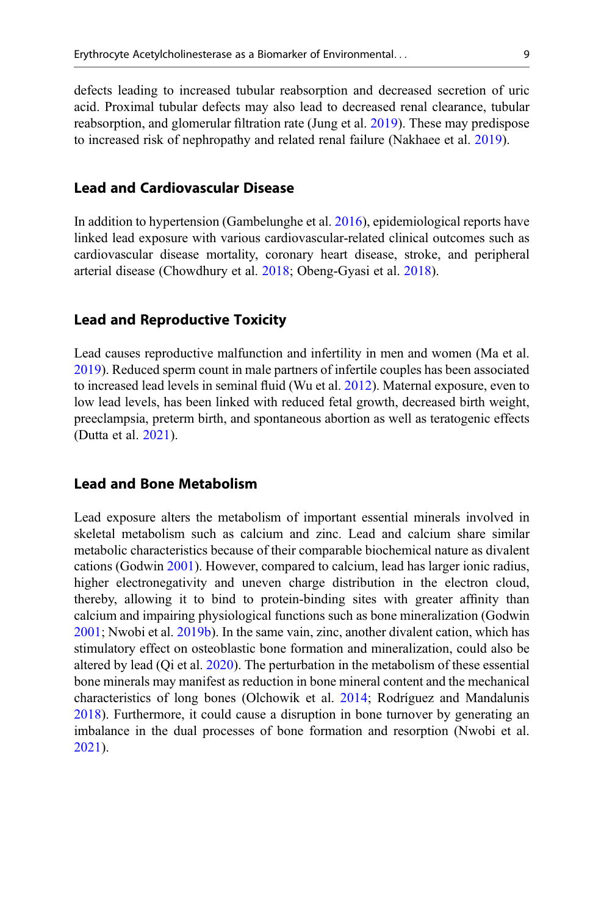defects leading to increased tubular reabsorption and decreased secretion of uric acid. Proximal tubular defects may also lead to decreased renal clearance, tubular reabsorption, and glomerular filtration rate (Jung et al. 2019). These may predispose to increased risk of nephropathy and related renal failure (Nakhaee et al. 2019).

## Lead and Cardiovascular Disease

In addition to hypertension (Gambelunghe et al. 2016), epidemiological reports have linked lead exposure with various cardiovascular-related clinical outcomes such as cardiovascular disease mortality, coronary heart disease, stroke, and peripheral arterial disease (Chowdhury et al. 2018; Obeng-Gyasi et al. 2018).

## Lead and Reproductive Toxicity

Lead causes reproductive malfunction and infertility in men and women (Ma et al. 2019). Reduced sperm count in male partners of infertile couples has been associated to increased lead levels in seminal fluid (Wu et al. 2012). Maternal exposure, even to low lead levels, has been linked with reduced fetal growth, decreased birth weight, preeclampsia, preterm birth, and spontaneous abortion as well as teratogenic effects (Dutta et al. 2021).

## Lead and Bone Metabolism

Lead exposure alters the metabolism of important essential minerals involved in skeletal metabolism such as calcium and zinc. Lead and calcium share similar metabolic characteristics because of their comparable biochemical nature as divalent cations (Godwin 2001). However, compared to calcium, lead has larger ionic radius, higher electronegativity and uneven charge distribution in the electron cloud, thereby, allowing it to bind to protein-binding sites with greater affinity than calcium and impairing physiological functions such as bone mineralization (Godwin 2001; Nwobi et al. 2019b). In the same vain, zinc, another divalent cation, which has stimulatory effect on osteoblastic bone formation and mineralization, could also be altered by lead (Qi et al. 2020). The perturbation in the metabolism of these essential bone minerals may manifest as reduction in bone mineral content and the mechanical characteristics of long bones (Olchowik et al. 2014; Rodríguez and Mandalunis 2018). Furthermore, it could cause a disruption in bone turnover by generating an imbalance in the dual processes of bone formation and resorption (Nwobi et al. 2021).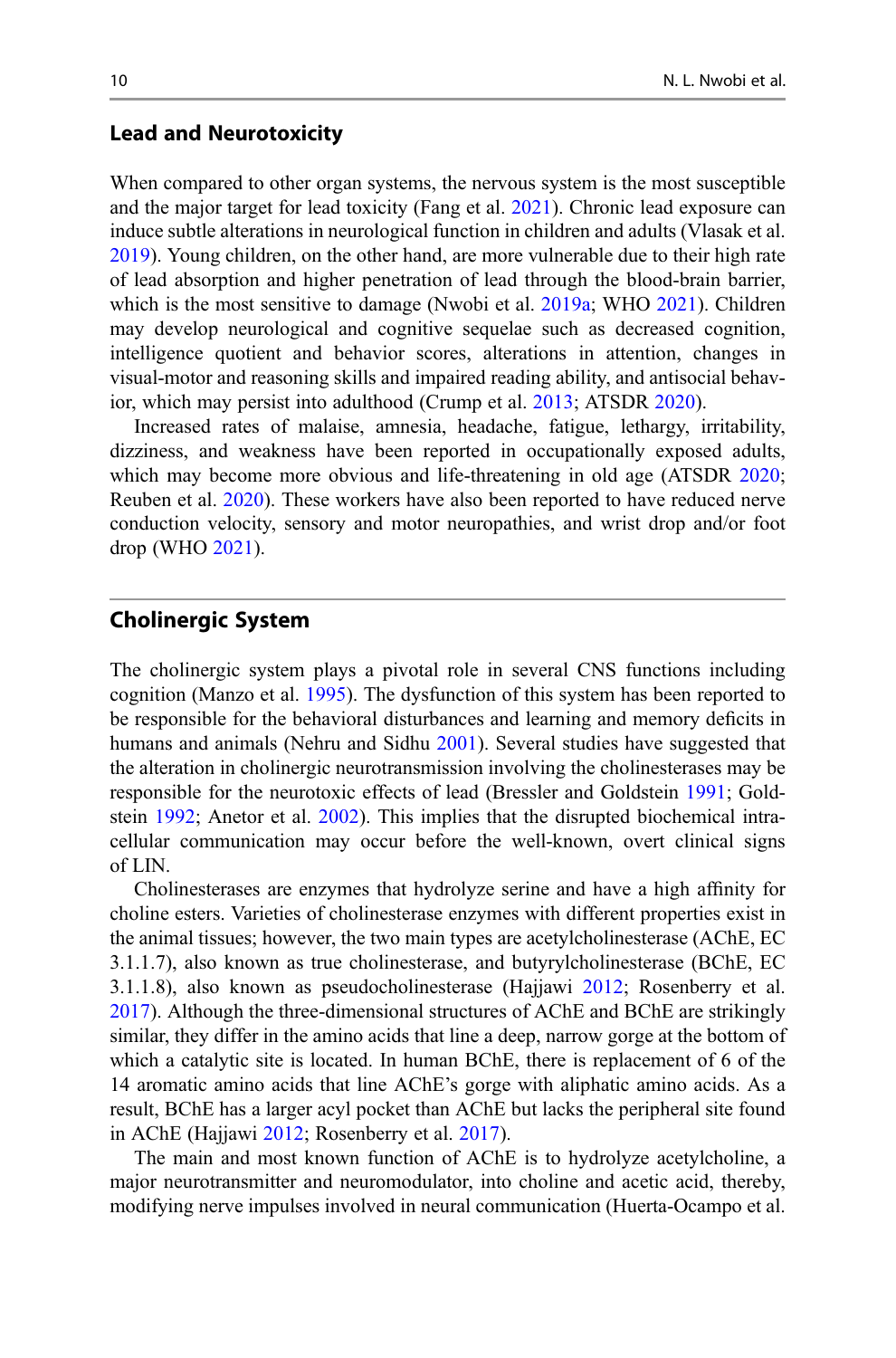## Lead and Neurotoxicity

When compared to other organ systems, the nervous system is the most susceptible and the major target for lead toxicity (Fang et al. 2021). Chronic lead exposure can induce subtle alterations in neurological function in children and adults (Vlasak et al. 2019). Young children, on the other hand, are more vulnerable due to their high rate of lead absorption and higher penetration of lead through the blood-brain barrier, which is the most sensitive to damage (Nwobi et al. 2019a; WHO 2021). Children may develop neurological and cognitive sequelae such as decreased cognition, intelligence quotient and behavior scores, alterations in attention, changes in visual-motor and reasoning skills and impaired reading ability, and antisocial behavior, which may persist into adulthood (Crump et al. 2013; ATSDR 2020).

Increased rates of malaise, amnesia, headache, fatigue, lethargy, irritability, dizziness, and weakness have been reported in occupationally exposed adults, which may become more obvious and life-threatening in old age (ATSDR 2020; Reuben et al. 2020). These workers have also been reported to have reduced nerve conduction velocity, sensory and motor neuropathies, and wrist drop and/or foot drop (WHO 2021).

## Cholinergic System

The cholinergic system plays a pivotal role in several CNS functions including cognition (Manzo et al. 1995). The dysfunction of this system has been reported to be responsible for the behavioral disturbances and learning and memory deficits in humans and animals (Nehru and Sidhu 2001). Several studies have suggested that the alteration in cholinergic neurotransmission involving the cholinesterases may be responsible for the neurotoxic effects of lead (Bressler and Goldstein 1991; Goldstein 1992; Anetor et al. 2002). This implies that the disrupted biochemical intracellular communication may occur before the well-known, overt clinical signs of LIN.

Cholinesterases are enzymes that hydrolyze serine and have a high affinity for choline esters. Varieties of cholinesterase enzymes with different properties exist in the animal tissues; however, the two main types are acetylcholinesterase (AChE, EC 3.1.1.7), also known as true cholinesterase, and butyrylcholinesterase (BChE, EC 3.1.1.8), also known as pseudocholinesterase (Hajjawi 2012; Rosenberry et al. 2017). Although the three-dimensional structures of AChE and BChE are strikingly similar, they differ in the amino acids that line a deep, narrow gorge at the bottom of which a catalytic site is located. In human BChE, there is replacement of 6 of the 14 aromatic amino acids that line AChE's gorge with aliphatic amino acids. As a result, BChE has a larger acyl pocket than AChE but lacks the peripheral site found in AChE (Hajjawi 2012; Rosenberry et al. 2017).

The main and most known function of AChE is to hydrolyze acetylcholine, a major neurotransmitter and neuromodulator, into choline and acetic acid, thereby, modifying nerve impulses involved in neural communication (Huerta-Ocampo et al.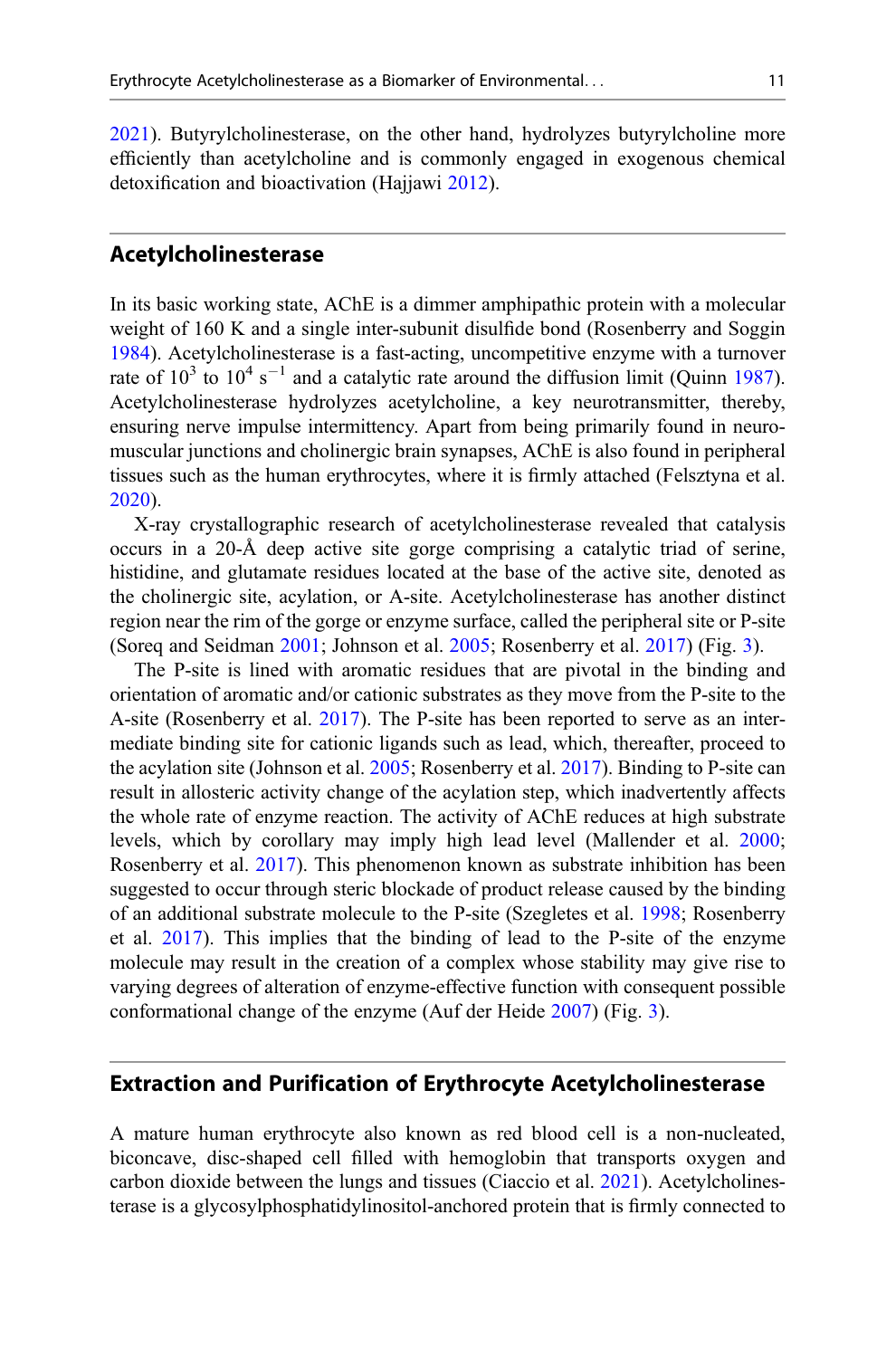2021). Butyrylcholinesterase, on the other hand, hydrolyzes butyrylcholine more efficiently than acetylcholine and is commonly engaged in exogenous chemical detoxification and bioactivation (Hajjawi 2012).

## Acetylcholinesterase

In its basic working state, AChE is a dimmer amphipathic protein with a molecular weight of 160 K and a single inter-subunit disulfide bond (Rosenberry and Soggin 1984). Acetylcholinesterase is a fast-acting, uncompetitive enzyme with a turnover rate of $10^3$ to $10^4$ $s^{-1}$ and a catalytic rate around the diffusion limit (Quinn 1987). Acetylcholinesterase hydrolyzes acetylcholine, a key neurotransmitter, thereby, ensuring nerve impulse intermittency. Apart from being primarily found in neuromuscular junctions and cholinergic brain synapses, AChE is also found in peripheral tissues such as the human erythrocytes, where it is firmly attached (Felsztyna et al. 2020).

X-ray crystallographic research of acetylcholinesterase revealed that catalysis occurs in a 20-Å deep active site gorge comprising a catalytic triad of serine, histidine, and glutamate residues located at the base of the active site, denoted as the cholinergic site, acylation, or A-site. Acetylcholinesterase has another distinct region near the rim of the gorge or enzyme surface, called the peripheral site or P-site (Soreq and Seidman 2001; Johnson et al. 2005; Rosenberry et al. 2017) (Fig. 3).

The P-site is lined with aromatic residues that are pivotal in the binding and orientation of aromatic and/or cationic substrates as they move from the P-site to the A-site (Rosenberry et al. 2017). The P-site has been reported to serve as an intermediate binding site for cationic ligands such as lead, which, thereafter, proceed to the acylation site (Johnson et al. 2005; Rosenberry et al. 2017). Binding to P-site can result in allosteric activity change of the acylation step, which inadvertently affects the whole rate of enzyme reaction. The activity of AChE reduces at high substrate levels, which by corollary may imply high lead level (Mallender et al. 2000; Rosenberry et al. 2017). This phenomenon known as substrate inhibition has been suggested to occur through steric blockade of product release caused by the binding of an additional substrate molecule to the P-site (Szegletes et al. 1998; Rosenberry et al. 2017). This implies that the binding of lead to the P-site of the enzyme molecule may result in the creation of a complex whose stability may give rise to varying degrees of alteration of enzyme-effective function with consequent possible conformational change of the enzyme (Auf der Heide 2007) (Fig. 3).

## Extraction and Purification of Erythrocyte Acetylcholinesterase

A mature human erythrocyte also known as red blood cell is a non-nucleated, biconcave, disc-shaped cell filled with hemoglobin that transports oxygen and carbon dioxide between the lungs and tissues (Ciaccio et al. 2021). Acetylcholinesterase is a glycosylphosphatidylinositol-anchored protein that is firmly connected to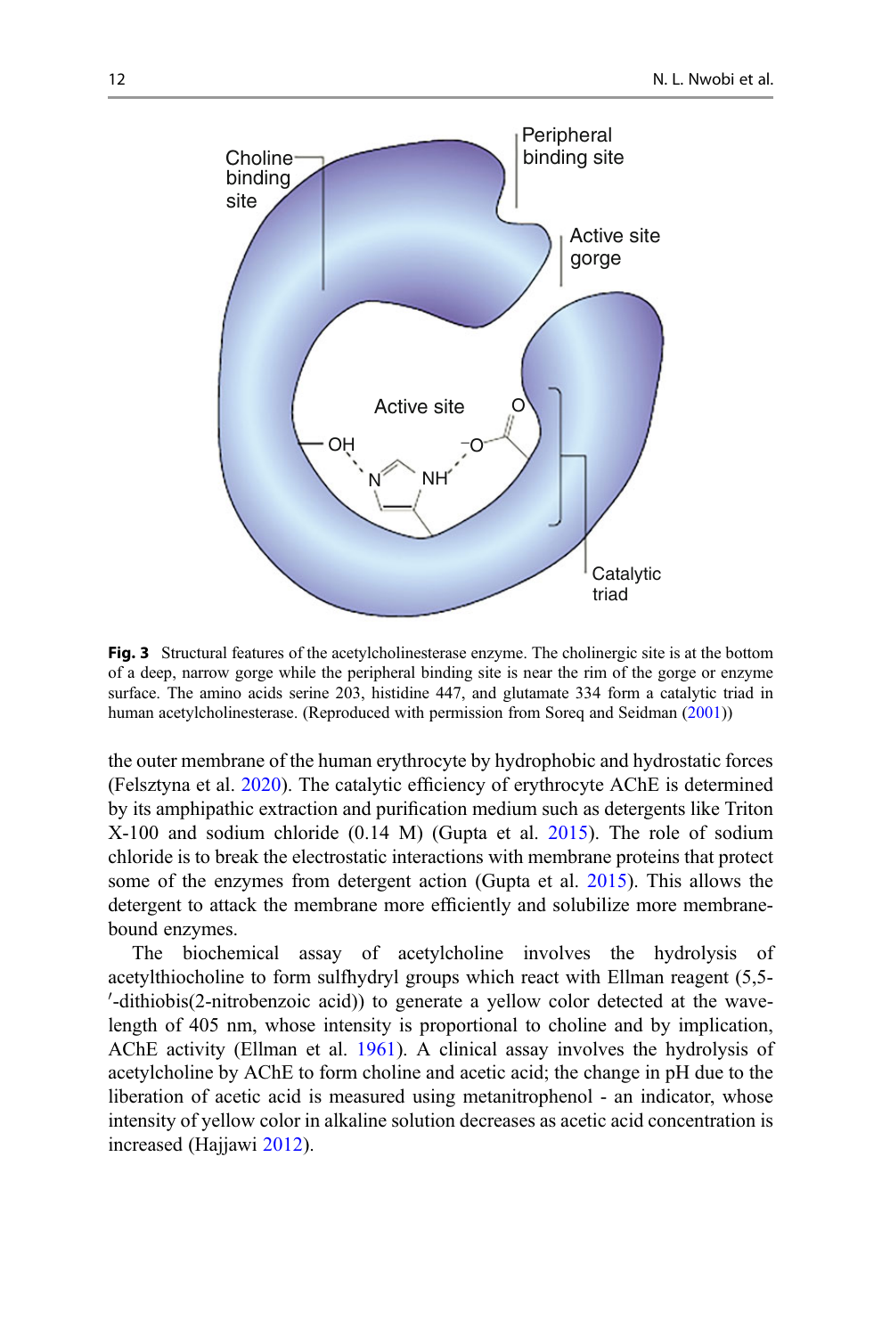**Fig. 3** Structural features of the acetylcholinesterase enzyme. The cholinergic site is at the bottom of a deep, narrow gorge while the peripheral binding site is near the rim of the gorge or enzyme surface. The amino acids serine 203, histidine 447, and glutamate 334 form a catalytic triad in human acetylcholinesterase. (Reproduced with permission from Soreq and Seidman (2001))

the outer membrane of the human erythrocyte by hydrophobic and hydrostatic forces (Felsztyna et al. 2020). The catalytic efficiency of erythrocyte AChE is determined by its amphipathic extraction and purification medium such as detergents like Triton X-100 and sodium chloride (0.14 M) (Gupta et al. 2015). The role of sodium chloride is to break the electrostatic interactions with membrane proteins that protect some of the enzymes from detergent action (Gupta et al. 2015). This allows the detergent to attack the membrane more efficiently and solubilize more membrane-bound enzymes.

The biochemical assay of acetylcholine involves the hydrolysis of acetylthiocholine to form sulfhydryl groups which react with Ellman reagent (5,5-′-dithiobis(2-nitrobenzoic acid)) to generate a yellow color detected at the wavelength of 405 nm, whose intensity is proportional to choline and by implication, AChE activity (Ellman et al. 1961). A clinical assay involves the hydrolysis of acetylcholine by AChE to form choline and acetic acid; the change in pH due to the liberation of acetic acid is measured using metanitrophenol - an indicator, whose intensity of yellow color in alkaline solution decreases as acetic acid concentration is increased (Hajjawi 2012).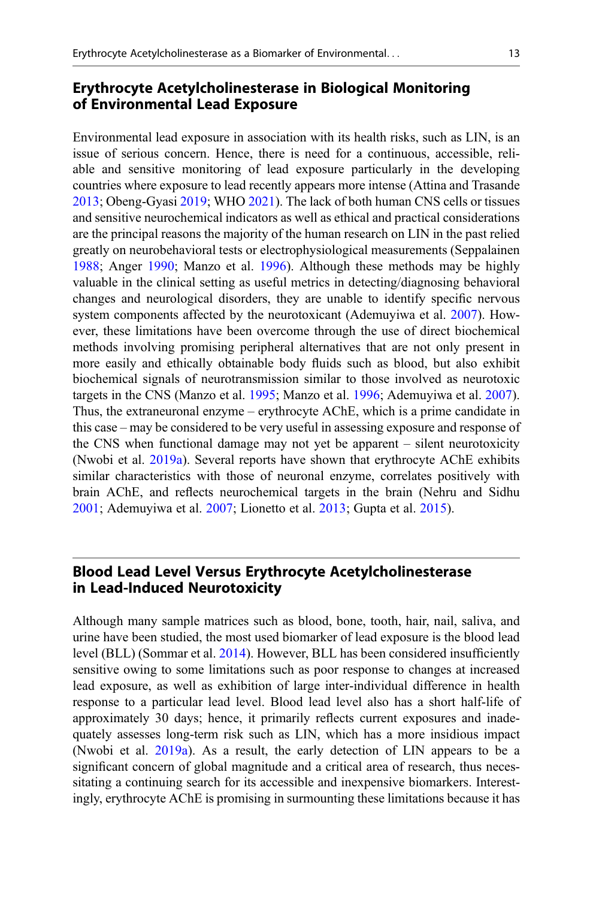## Erythrocyte Acetylcholinesterase in Biological Monitoring of Environmental Lead Exposure

Environmental lead exposure in association with its health risks, such as LIN, is an issue of serious concern. Hence, there is need for a continuous, accessible, reliable and sensitive monitoring of lead exposure particularly in the developing countries where exposure to lead recently appears more intense (Attina and Trasande 2013; Obeng-Gyasi 2019; WHO 2021). The lack of both human CNS cells or tissues and sensitive neurochemical indicators as well as ethical and practical considerations are the principal reasons the majority of the human research on LIN in the past relied greatly on neurobehavioral tests or electrophysiological measurements (Seppalainen 1988; Anger 1990; Manzo et al. 1996). Although these methods may be highly valuable in the clinical setting as useful metrics in detecting/diagnosing behavioral changes and neurological disorders, they are unable to identify specific nervous system components affected by the neurotoxicant (Ademuyiwa et al. 2007). However, these limitations have been overcome through the use of direct biochemical methods involving promising peripheral alternatives that are not only present in more easily and ethically obtainable body fluids such as blood, but also exhibit biochemical signals of neurotransmission similar to those involved as neurotoxic targets in the CNS (Manzo et al. 1995; Manzo et al. 1996; Ademuyiwa et al. 2007). Thus, the extraneuronal enzyme – erythrocyte AChE, which is a prime candidate in this case – may be considered to be very useful in assessing exposure and response of the CNS when functional damage may not yet be apparent – silent neurotoxicity (Nwobi et al. 2019a). Several reports have shown that erythrocyte AChE exhibits similar characteristics with those of neuronal enzyme, correlates positively with brain AChE, and reflects neurochemical targets in the brain (Nehru and Sidhu 2001; Ademuyiwa et al. 2007; Lionetto et al. 2013; Gupta et al. 2015).

## Blood Lead Level Versus Erythrocyte Acetylcholinesterase in Lead-Induced Neurotoxicity

Although many sample matrices such as blood, bone, tooth, hair, nail, saliva, and urine have been studied, the most used biomarker of lead exposure is the blood lead level (BLL) (Sommar et al. 2014). However, BLL has been considered insufficiently sensitive owing to some limitations such as poor response to changes at increased lead exposure, as well as exhibition of large inter-individual difference in health response to a particular lead level. Blood lead level also has a short half-life of approximately 30 days; hence, it primarily reflects current exposures and inadequately assesses long-term risk such as LIN, which has a more insidious impact (Nwobi et al. 2019a). As a result, the early detection of LIN appears to be a significant concern of global magnitude and a critical area of research, thus necessitating a continuing search for its accessible and inexpensive biomarkers. Interestingly, erythrocyte AChE is promising in surmounting these limitations because it has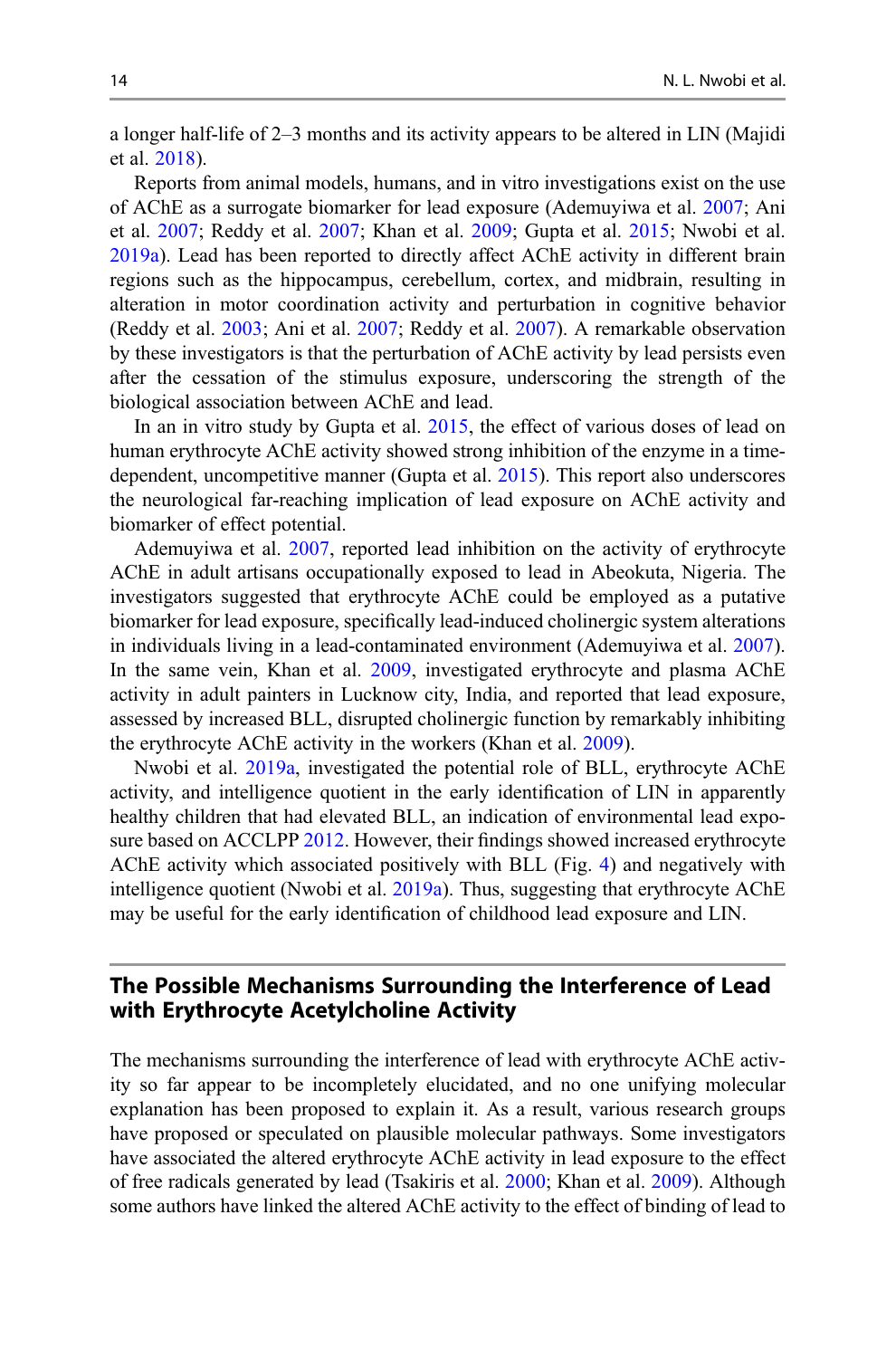a longer half-life of 2–3 months and its activity appears to be altered in LIN (Majidi et al. 2018).

Reports from animal models, humans, and in vitro investigations exist on the use of AChE as a surrogate biomarker for lead exposure (Ademuyiwa et al. 2007; Ani et al. 2007; Reddy et al. 2007; Khan et al. 2009; Gupta et al. 2015; Nwobi et al. 2019a). Lead has been reported to directly affect AChE activity in different brain regions such as the hippocampus, cerebellum, cortex, and midbrain, resulting in alteration in motor coordination activity and perturbation in cognitive behavior (Reddy et al. 2003; Ani et al. 2007; Reddy et al. 2007). A remarkable observation by these investigators is that the perturbation of AChE activity by lead persists even after the cessation of the stimulus exposure, underscoring the strength of the biological association between AChE and lead.

In an in vitro study by Gupta et al. 2015, the effect of various doses of lead on human erythrocyte AChE activity showed strong inhibition of the enzyme in a time-dependent, uncompetitive manner (Gupta et al. 2015). This report also underscores the neurological far-reaching implication of lead exposure on AChE activity and biomarker of effect potential.

Ademuyiwa et al. 2007, reported lead inhibition on the activity of erythrocyte AChE in adult artisans occupationally exposed to lead in Abeokuta, Nigeria. The investigators suggested that erythrocyte AChE could be employed as a putative biomarker for lead exposure, specifically lead-induced cholinergic system alterations in individuals living in a lead-contaminated environment (Ademuyiwa et al. 2007). In the same vein, Khan et al. 2009, investigated erythrocyte and plasma AChE activity in adult painters in Lucknow city, India, and reported that lead exposure, assessed by increased BLL, disrupted cholinergic function by remarkably inhibiting the erythrocyte AChE activity in the workers (Khan et al. 2009).

Nwobi et al. 2019a, investigated the potential role of BLL, erythrocyte AChE activity, and intelligence quotient in the early identification of LIN in apparently healthy children that had elevated BLL, an indication of environmental lead exposure based on ACCLPP 2012. However, their findings showed increased erythrocyte AChE activity which associated positively with BLL (Fig. 4) and negatively with intelligence quotient (Nwobi et al. 2019a). Thus, suggesting that erythrocyte AChE may be useful for the early identification of childhood lead exposure and LIN.

## The Possible Mechanisms Surrounding the Interference of Lead with Erythrocyte Acetylcholine Activity

The mechanisms surrounding the interference of lead with erythrocyte AChE activity so far appear to be incompletely elucidated, and no one unifying molecular explanation has been proposed to explain it. As a result, various research groups have proposed or speculated on plausible molecular pathways. Some investigators have associated the altered erythrocyte AChE activity in lead exposure to the effect of free radicals generated by lead (Tsakiris et al. 2000; Khan et al. 2009). Although some authors have linked the altered AChE activity to the effect of binding of lead to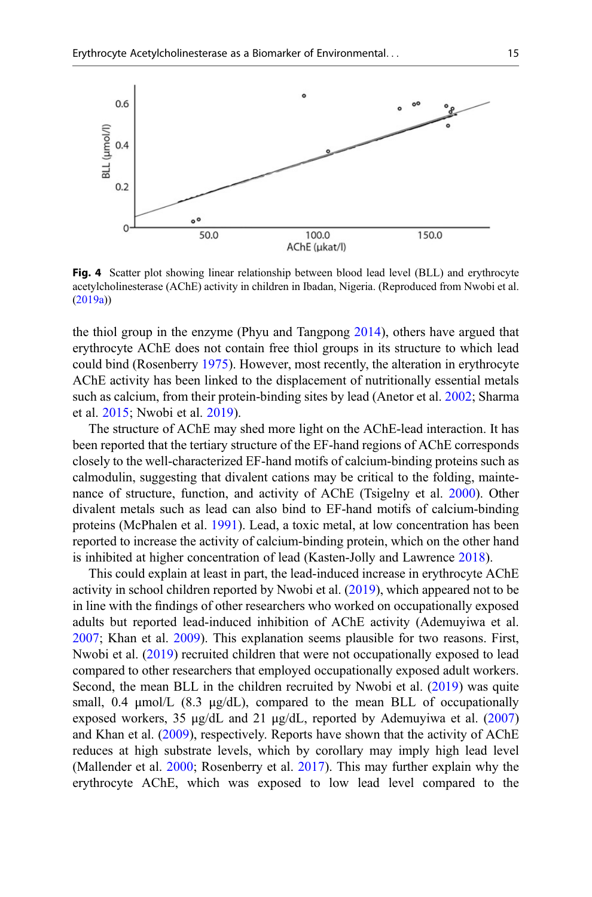**Fig. 4** Scatter plot showing linear relationship between blood lead level (BLL) and erythrocyte acetylcholinesterase (AChE) activity in children in Ibadan, Nigeria. (Reproduced from Nwobi et al. (2019a))

the thiol group in the enzyme (Phyu and Tangpong 2014), others have argued that erythrocyte AChE does not contain free thiol groups in its structure to which lead could bind (Rosenberry 1975). However, most recently, the alteration in erythrocyte AChE activity has been linked to the displacement of nutritionally essential metals such as calcium, from their protein-binding sites by lead (Anetor et al. 2002; Sharma et al. 2015; Nwobi et al. 2019).

The structure of AChE may shed more light on the AChE-lead interaction. It has been reported that the tertiary structure of the EF-hand regions of AChE corresponds closely to the well-characterized EF-hand motifs of calcium-binding proteins such as calmodulin, suggesting that divalent cations may be critical to the folding, maintenance of structure, function, and activity of AChE (Tsigelny et al. 2000). Other divalent metals such as lead can also bind to EF-hand motifs of calcium-binding proteins (McPhalen et al. 1991). Lead, a toxic metal, at low concentration has been reported to increase the activity of calcium-binding protein, which on the other hand is inhibited at higher concentration of lead (Kasten-Jolly and Lawrence 2018).

This could explain at least in part, the lead-induced increase in erythrocyte AChE activity in school children reported by Nwobi et al. (2019), which appeared not to be in line with the findings of other researchers who worked on occupationally exposed adults but reported lead-induced inhibition of AChE activity (Ademuyiwa et al. 2007; Khan et al. 2009). This explanation seems plausible for two reasons. First, Nwobi et al. (2019) recruited children that were not occupationally exposed to lead compared to other researchers that employed occupationally exposed adult workers. Second, the mean BLL in the children recruited by Nwobi et al. (2019) was quite small, 0.4 μmol/L (8.3 μg/dL), compared to the mean BLL of occupationally exposed workers, 35 μg/dL and 21 μg/dL, reported by Ademuyiwa et al. (2007) and Khan et al. (2009), respectively. Reports have shown that the activity of AChE reduces at high substrate levels, which by corollary may imply high lead level (Mallender et al. 2000; Rosenberry et al. 2017). This may further explain why the erythrocyte AChE, which was exposed to low lead level compared to the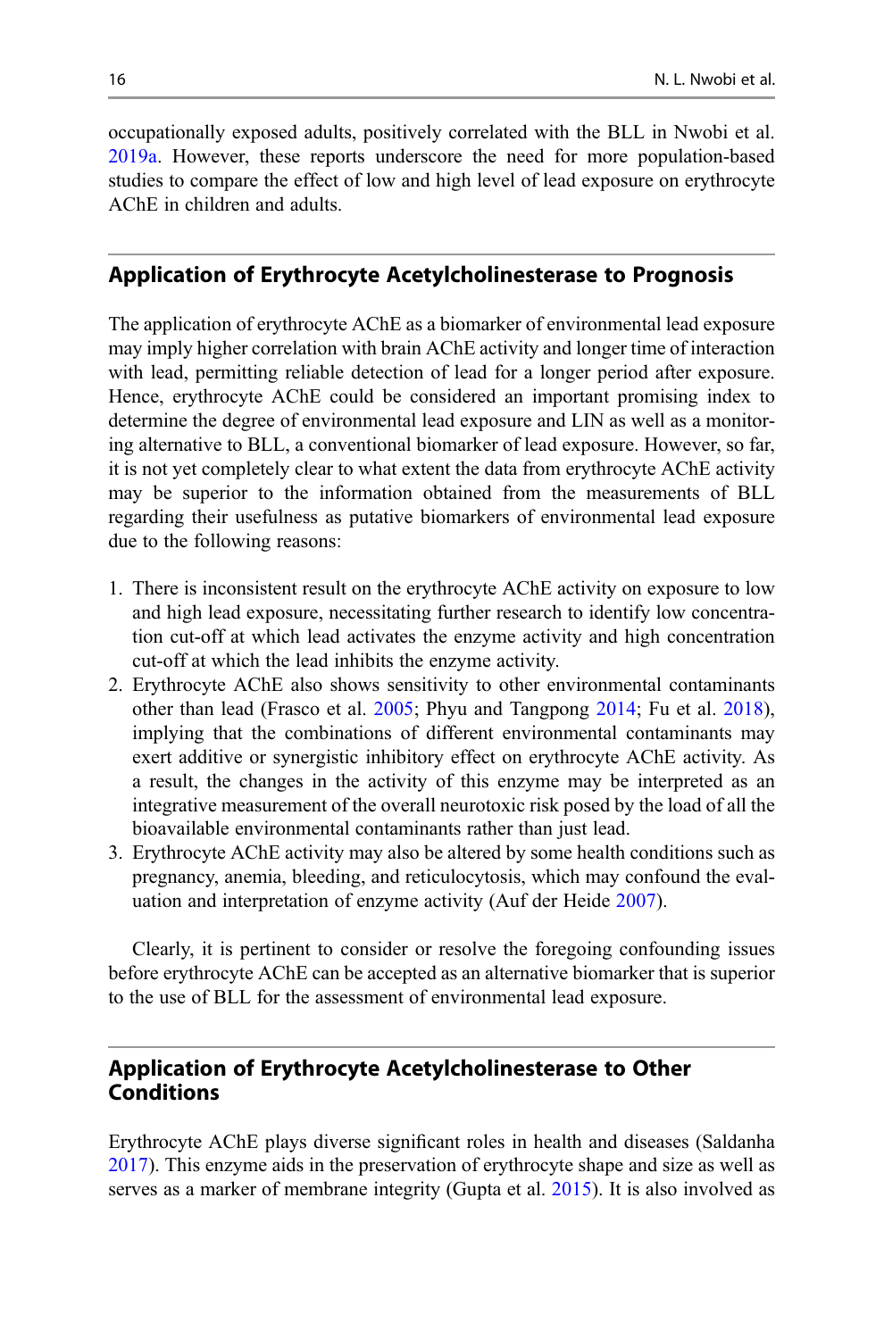occupationally exposed adults, positively correlated with the BLL in Nwobi et al. 2019a. However, these reports underscore the need for more population-based studies to compare the effect of low and high level of lead exposure on erythrocyte AChE in children and adults.

## Application of Erythrocyte Acetylcholinesterase to Prognosis

The application of erythrocyte AChE as a biomarker of environmental lead exposure may imply higher correlation with brain AChE activity and longer time of interaction with lead, permitting reliable detection of lead for a longer period after exposure. Hence, erythrocyte AChE could be considered an important promising index to determine the degree of environmental lead exposure and LIN as well as a monitoring alternative to BLL, a conventional biomarker of lead exposure. However, so far, it is not yet completely clear to what extent the data from erythrocyte AChE activity may be superior to the information obtained from the measurements of BLL regarding their usefulness as putative biomarkers of environmental lead exposure due to the following reasons:

1. There is inconsistent result on the erythrocyte AChE activity on exposure to low and high lead exposure, necessitating further research to identify low concentration cut-off at which lead activates the enzyme activity and high concentration cut-off at which the lead inhibits the enzyme activity.
2. Erythrocyte AChE also shows sensitivity to other environmental contaminants other than lead (Frasco et al. 2005; Phyu and Tangpong 2014; Fu et al. 2018), implying that the combinations of different environmental contaminants may exert additive or synergistic inhibitory effect on erythrocyte AChE activity. As a result, the changes in the activity of this enzyme may be interpreted as an integrative measurement of the overall neurotoxic risk posed by the load of all the bioavailable environmental contaminants rather than just lead.
3. Erythrocyte AChE activity may also be altered by some health conditions such as pregnancy, anemia, bleeding, and reticulocytosis, which may confound the evaluation and interpretation of enzyme activity (Auf der Heide 2007).

Clearly, it is pertinent to consider or resolve the foregoing confounding issues before erythrocyte AChE can be accepted as an alternative biomarker that is superior to the use of BLL for the assessment of environmental lead exposure.

## Application of Erythrocyte Acetylcholinesterase to Other Conditions

Erythrocyte AChE plays diverse significant roles in health and diseases (Saldanha 2017). This enzyme aids in the preservation of erythrocyte shape and size as well as serves as a marker of membrane integrity (Gupta et al. 2015). It is also involved as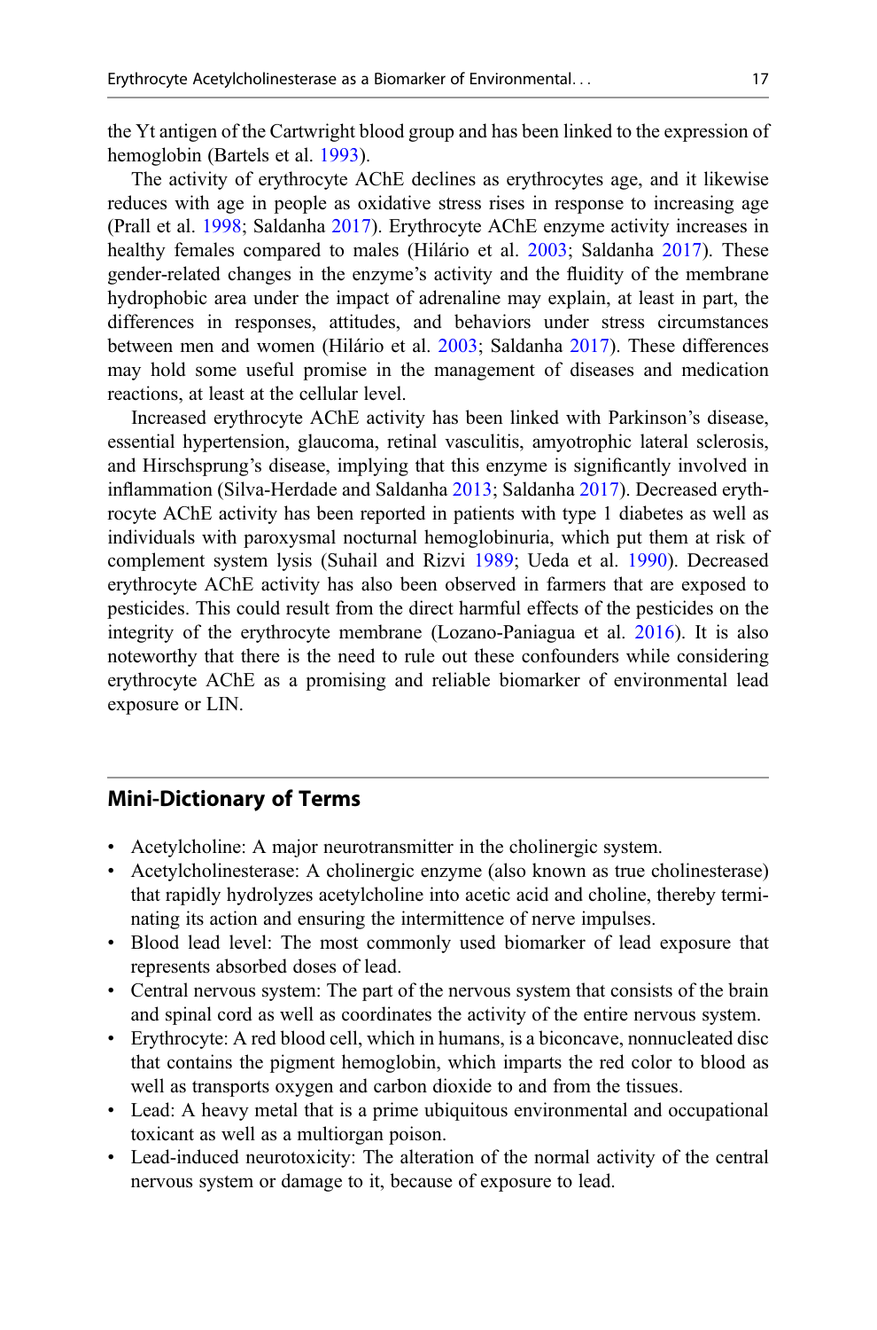the Yt antigen of the Cartwright blood group and has been linked to the expression of hemoglobin (Bartels et al. 1993).

The activity of erythrocyte AChE declines as erythrocytes age, and it likewise reduces with age in people as oxidative stress rises in response to increasing age (Prall et al. 1998; Saldanha 2017). Erythrocyte AChE enzyme activity increases in healthy females compared to males (Hilário et al. 2003; Saldanha 2017). These gender-related changes in the enzyme's activity and the fluidity of the membrane hydrophobic area under the impact of adrenaline may explain, at least in part, the differences in responses, attitudes, and behaviors under stress circumstances between men and women (Hilário et al. 2003; Saldanha 2017). These differences may hold some useful promise in the management of diseases and medication reactions, at least at the cellular level.

Increased erythrocyte AChE activity has been linked with Parkinson's disease, essential hypertension, glaucoma, retinal vasculitis, amyotrophic lateral sclerosis, and Hirschsprung's disease, implying that this enzyme is significantly involved in inflammation (Silva-Herdade and Saldanha 2013; Saldanha 2017). Decreased erythrocyte AChE activity has been reported in patients with type 1 diabetes as well as individuals with paroxysmal nocturnal hemoglobinuria, which put them at risk of complement system lysis (Suhail and Rizvi 1989; Ueda et al. 1990). Decreased erythrocyte AChE activity has also been observed in farmers that are exposed to pesticides. This could result from the direct harmful effects of the pesticides on the integrity of the erythrocyte membrane (Lozano-Paniagua et al. 2016). It is also noteworthy that there is the need to rule out these confounders while considering erythrocyte AChE as a promising and reliable biomarker of environmental lead exposure or LIN.

## Mini-Dictionary of Terms

- Acetylcholine: A major neurotransmitter in the cholinergic system.
- Acetylcholinesterase: A cholinergic enzyme (also known as true cholinesterase) that rapidly hydrolyzes acetylcholine into acetic acid and choline, thereby terminating its action and ensuring the intermittence of nerve impulses.
- Blood lead level: The most commonly used biomarker of lead exposure that represents absorbed doses of lead.
- Central nervous system: The part of the nervous system that consists of the brain and spinal cord as well as coordinates the activity of the entire nervous system.
- Erythrocyte: A red blood cell, which in humans, is a biconcave, nonnucleated disc that contains the pigment hemoglobin, which imparts the red color to blood as well as transports oxygen and carbon dioxide to and from the tissues.
- Lead: A heavy metal that is a prime ubiquitous environmental and occupational toxicant as well as a multiorgan poison.
- Lead-induced neurotoxicity: The alteration of the normal activity of the central nervous system or damage to it, because of exposure to lead.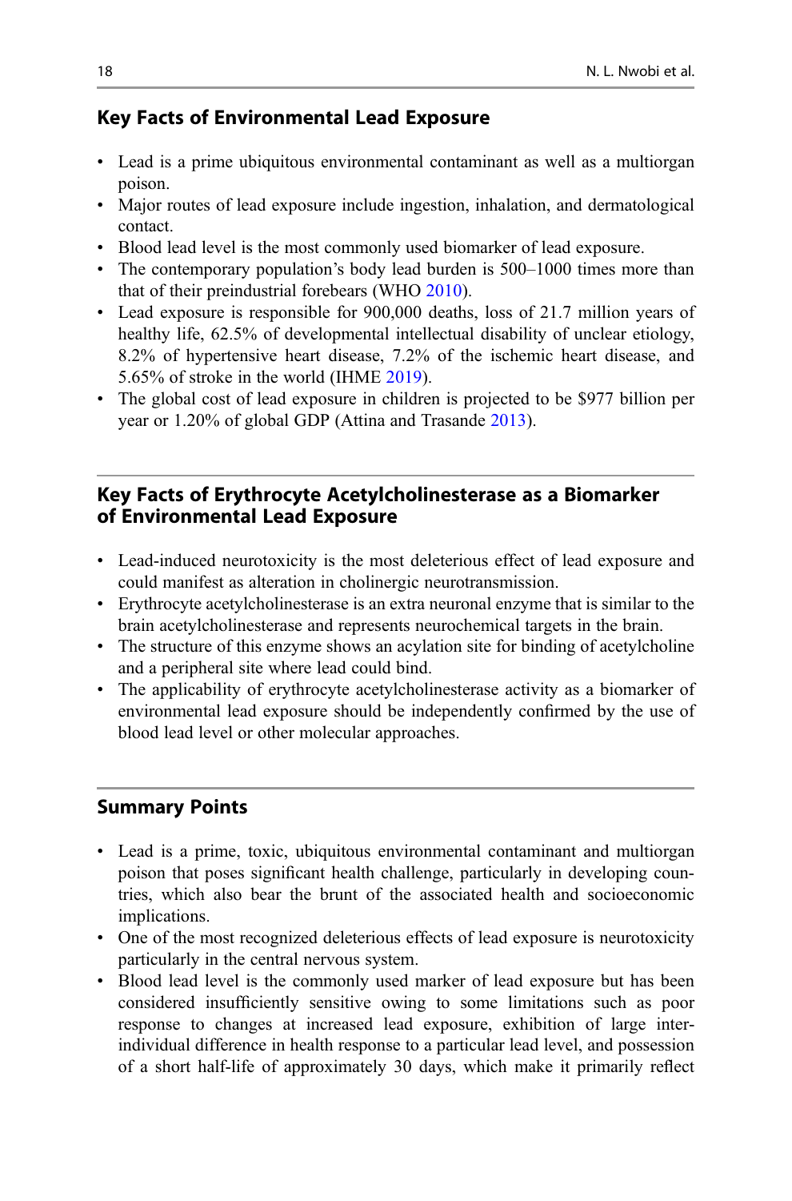## Key Facts of Environmental Lead Exposure

- Lead is a prime ubiquitous environmental contaminant as well as a multiorgan poison.
- Major routes of lead exposure include ingestion, inhalation, and dermatological contact.
- Blood lead level is the most commonly used biomarker of lead exposure.
- The contemporary population's body lead burden is 500–1000 times more than that of their preindustrial forebears (WHO 2010).
- Lead exposure is responsible for 900,000 deaths, loss of 21.7 million years of healthy life, 62.5% of developmental intellectual disability of unclear etiology, 8.2% of hypertensive heart disease, 7.2% of the ischemic heart disease, and 5.65% of stroke in the world (IHME 2019).
- The global cost of lead exposure in children is projected to be $977 billion per year or 1.20% of global GDP (Attina and Trasande 2013).

## Key Facts of Erythrocyte Acetylcholinesterase as a Biomarker of Environmental Lead Exposure

- Lead-induced neurotoxicity is the most deleterious effect of lead exposure and could manifest as alteration in cholinergic neurotransmission.
- Erythrocyte acetylcholinesterase is an extra neuronal enzyme that is similar to the brain acetylcholinesterase and represents neurochemical targets in the brain.
- The structure of this enzyme shows an acylation site for binding of acetylcholine and a peripheral site where lead could bind.
- The applicability of erythrocyte acetylcholinesterase activity as a biomarker of environmental lead exposure should be independently confirmed by the use of blood lead level or other molecular approaches.

## Summary Points

- Lead is a prime, toxic, ubiquitous environmental contaminant and multiorgan poison that poses significant health challenge, particularly in developing countries, which also bear the brunt of the associated health and socioeconomic implications.
- One of the most recognized deleterious effects of lead exposure is neurotoxicity particularly in the central nervous system.
- Blood lead level is the commonly used marker of lead exposure but has been considered insufficiently sensitive owing to some limitations such as poor response to changes at increased lead exposure, exhibition of large inter-individual difference in health response to a particular lead level, and possession of a short half-life of approximately 30 days, which make it primarily reflect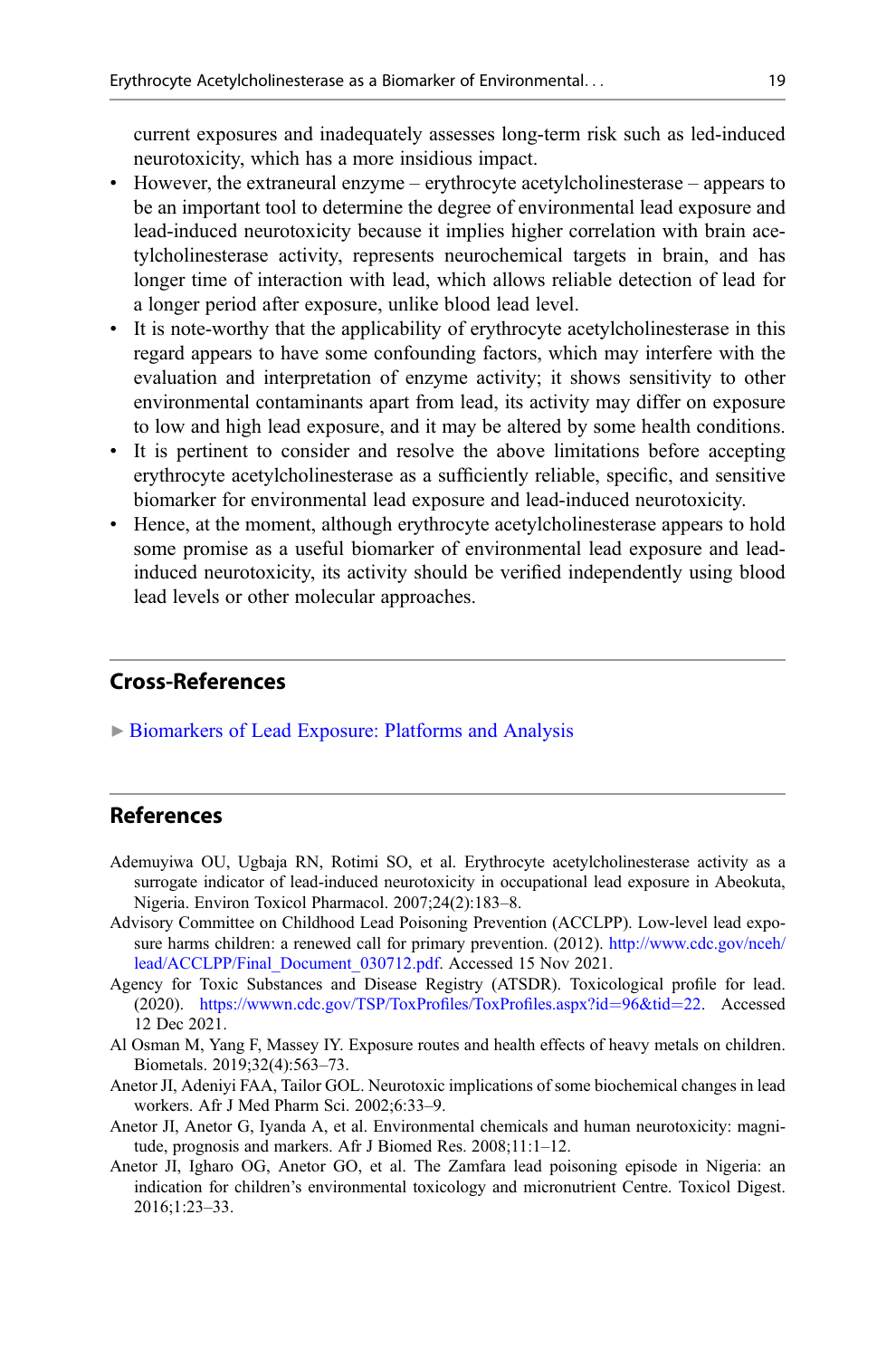current exposures and inadequately assesses long-term risk such as led-induced neurotoxicity, which has a more insidious impact.

- However, the extraneural enzyme – erythrocyte acetylcholinesterase – appears to be an important tool to determine the degree of environmental lead exposure and lead-induced neurotoxicity because it implies higher correlation with brain acetylcholinesterase activity, represents neurochemical targets in brain, and has longer time of interaction with lead, which allows reliable detection of lead for a longer period after exposure, unlike blood lead level.
- It is note-worthy that the applicability of erythrocyte acetylcholinesterase in this regard appears to have some confounding factors, which may interfere with the evaluation and interpretation of enzyme activity; it shows sensitivity to other environmental contaminants apart from lead, its activity may differ on exposure to low and high lead exposure, and it may be altered by some health conditions.
- It is pertinent to consider and resolve the above limitations before accepting erythrocyte acetylcholinesterase as a sufficiently reliable, specific, and sensitive biomarker for environmental lead exposure and lead-induced neurotoxicity.
- Hence, at the moment, although erythrocyte acetylcholinesterase appears to hold some promise as a useful biomarker of environmental lead exposure and lead-induced neurotoxicity, its activity should be verified independently using blood lead levels or other molecular approaches.

## Cross-References

► Biomarkers of Lead Exposure: Platforms and Analysis

## References

Ademuyiwa OU, Ugbaja RN, Rotimi SO, et al. Erythrocyte acetylcholinesterase activity as a surrogate indicator of lead-induced neurotoxicity in occupational lead exposure in Abeokuta, Nigeria. Environ Toxicol Pharmacol. 2007;24(2):183–8.

Advisory Committee on Childhood Lead Poisoning Prevention (ACCLPP). Low-level lead exposure harms children: a renewed call for primary prevention. (2012). http://www.cdc.gov/nceh/lead/ACCLPP/Final_Document_030712.pdf. Accessed 15 Nov 2021.

Agency for Toxic Substances and Disease Registry (ATSDR). Toxicological profile for lead. (2020). https://wwwn.cdc.gov/TSP/ToxProfiles/ToxProfiles.aspx?id=96&tid=22. Accessed 12 Dec 2021.

Al Osman M, Yang F, Massey IY. Exposure routes and health effects of heavy metals on children. Biometals. 2019;32(4):563–73.

Anetor JI, Adeniyi FAA, Tailor GOL. Neurotoxic implications of some biochemical changes in lead workers. Afr J Med Pharm Sci. 2002;6:33–9.

Anetor JI, Anetor G, Iyanda A, et al. Environmental chemicals and human neurotoxicity: magnitude, prognosis and markers. Afr J Biomed Res. 2008;11:1–12.

Anetor JI, Igharo OG, Anetor GO, et al. The Zamfara lead poisoning episode in Nigeria: an indication for children's environmental toxicology and micronutrient Centre. Toxicol Digest. 2016;1:23–33.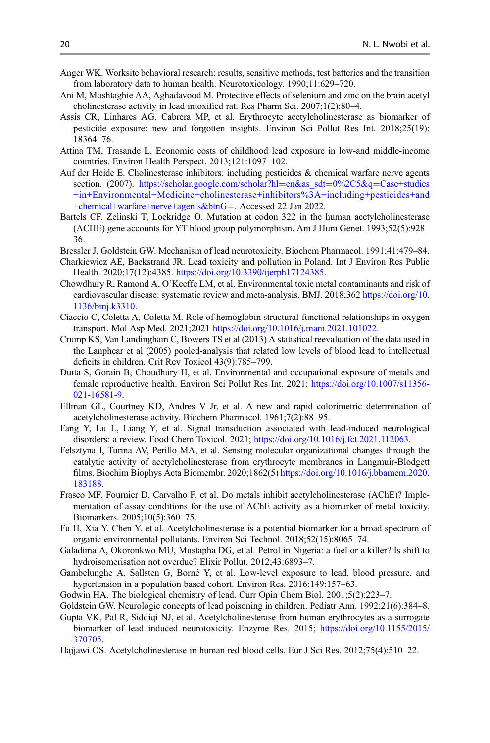Anger WK. Worksite behavioral research: results, sensitive methods, test batteries and the transition from laboratory data to human health. Neurotoxicology. 1990;11:629–720.

Ani M, Moshtaghie AA, Aghadavood M. Protective effects of selenium and zinc on the brain acetyl cholinesterase activity in lead intoxified rat. Res Pharm Sci. 2007;1(2):80–4.

Assis CR, Linhares AG, Cabrera MP, et al. Erythrocyte acetylcholinesterase as biomarker of pesticide exposure: new and forgotten insights. Environ Sci Pollut Res Int. 2018;25(19): 18364–76.

Attina TM, Trasande L. Economic costs of childhood lead exposure in low-and middle-income countries. Environ Health Perspect. 2013;121:1097–102.

Auf der Heide E. Cholinesterase inhibitors: including pesticides & chemical warfare nerve agents section. (2007). https://scholar.google.com/scholar?hl=en&as_sdt=0%2C5&q=Case+studies+in+Environmental+Medicine+cholinesterase+inhibitors%3A+including+pesticides+and+chemical+warfare+nerve+agents&btnG=. Accessed 22 Jan 2022.

Bartels CF, Zelinski T, Lockridge O. Mutation at codon 322 in the human acetylcholinesterase (ACHE) gene accounts for YT blood group polymorphism. Am J Hum Genet. 1993;52(5):928–36.

Bressler J, Goldstein GW. Mechanism of lead neurotoxicity. Biochem Pharmacol. 1991;41:479–84.

Charkiewicz AE, Backstrand JR. Lead toxicity and pollution in Poland. Int J Environ Res Public Health. 2020;17(12):4385. https://doi.org/10.3390/ijerph17124385.

Chowdhury R, Ramond A, O'Keeffe LM, et al. Environmental toxic metal contaminants and risk of cardiovascular disease: systematic review and meta-analysis. BMJ. 2018;362 https://doi.org/10.1136/bmj.k3310.

Ciaccio C, Coletta A, Coletta M. Role of hemoglobin structural-functional relationships in oxygen transport. Mol Asp Med. 2021;2021 https://doi.org/10.1016/j.mam.2021.101022.

Crump KS, Van Landingham C, Bowers TS et al (2013) A statistical reevaluation of the data used in the Lanphear et al (2005) pooled-analysis that related low levels of blood lead to intellectual deficits in children. Crit Rev Toxicol 43(9):785–799.

Dutta S, Gorain B, Choudhury H, et al. Environmental and occupational exposure of metals and female reproductive health. Environ Sci Pollut Res Int. 2021; https://doi.org/10.1007/s11356-021-16581-9.

Ellman GL, Courtney KD, Andres V Jr, et al. A new and rapid colorimetric determination of acetylcholinesterase activity. Biochem Pharmacol. 1961;7(2):88–95.

Fang Y, Lu L, Liang Y, et al. Signal transduction associated with lead-induced neurological disorders: a review. Food Chem Toxicol. 2021; https://doi.org/10.1016/j.fct.2021.112063.

Felsztyna I, Turina AV, Perillo MA, et al. Sensing molecular organizational changes through the catalytic activity of acetylcholinesterase from erythrocyte membranes in Langmuir-Blodgett films. Biochim Biophys Acta Biomembr. 2020;1862(5) https://doi.org/10.1016/j.bbamem.2020.183188.

Frasco MF, Fournier D, Carvalho F, et al. Do metals inhibit acetylcholinesterase (AChE)? Implementation of assay conditions for the use of AChE activity as a biomarker of metal toxicity. Biomarkers. 2005;10(5):360–75.

Fu H, Xia Y, Chen Y, et al. Acetylcholinesterase is a potential biomarker for a broad spectrum of organic environmental pollutants. Environ Sci Technol. 2018;52(15):8065–74.

Galadima A, Okoronkwo MU, Mustapha DG, et al. Petrol in Nigeria: a fuel or a killer? Is shift to hydroisomerisation not overdue? Elixir Pollut. 2012;43:6893–7.

Gambelunghe A, Sallsten G, Borné Y, et al. Low-level exposure to lead, blood pressure, and hypertension in a population based cohort. Environ Res. 2016;149:157–63.

Godwin HA. The biological chemistry of lead. Curr Opin Chem Biol. 2001;5(2):223–7.

Goldstein GW. Neurologic concepts of lead poisoning in children. Pediatr Ann. 1992;21(6):384–8.

Gupta VK, Pal R, Siddiqi NJ, et al. Acetylcholinesterase from human erythrocytes as a surrogate biomarker of lead induced neurotoxicity. Enzyme Res. 2015; https://doi.org/10.1155/2015/370705.

Hajjawi OS. Acetylcholinesterase in human red blood cells. Eur J Sci Res. 2012;75(4):510–22.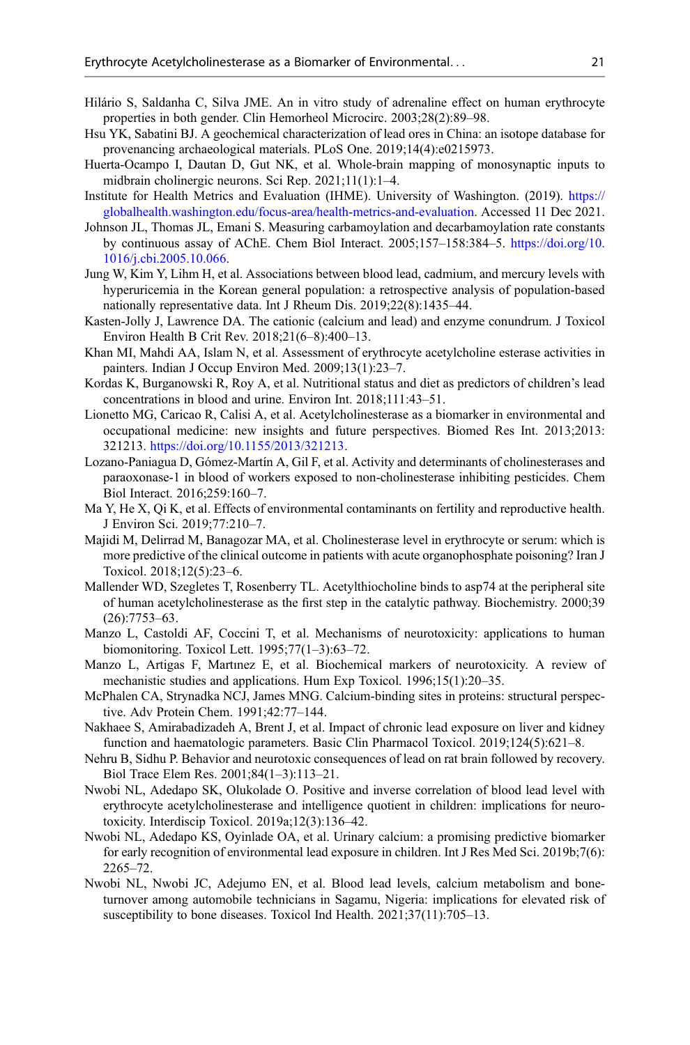Hilário S, Saldanha C, Silva JME. An in vitro study of adrenaline effect on human erythrocyte properties in both gender. Clin Hemorheol Microcirc. 2003;28(2):89–98.

Hsu YK, Sabatini BJ. A geochemical characterization of lead ores in China: an isotope database for provenancing archaeological materials. PLoS One. 2019;14(4):e0215973.

Huerta-Ocampo I, Dautan D, Gut NK, et al. Whole-brain mapping of monosynaptic inputs to midbrain cholinergic neurons. Sci Rep. 2021;11(1):1–4.

Institute for Health Metrics and Evaluation (IHME). University of Washington. (2019). https://globalhealth.washington.edu/focus-area/health-metrics-and-evaluation. Accessed 11 Dec 2021.

Johnson JL, Thomas JL, Emani S. Measuring carbamoylation and decarbamoylation rate constants by continuous assay of AChE. Chem Biol Interact. 2005;157–158:384–5. https://doi.org/10.1016/j.cbi.2005.10.066.

Jung W, Kim Y, Lihm H, et al. Associations between blood lead, cadmium, and mercury levels with hyperuricemia in the Korean general population: a retrospective analysis of population-based nationally representative data. Int J Rheum Dis. 2019;22(8):1435–44.

Kasten-Jolly J, Lawrence DA. The cationic (calcium and lead) and enzyme conundrum. J Toxicol Environ Health B Crit Rev. 2018;21(6–8):400–13.

Khan MI, Mahdi AA, Islam N, et al. Assessment of erythrocyte acetylcholine esterase activities in painters. Indian J Occup Environ Med. 2009;13(1):23–7.

Kordas K, Burganowski R, Roy A, et al. Nutritional status and diet as predictors of children's lead concentrations in blood and urine. Environ Int. 2018;111:43–51.

Lionetto MG, Caricao R, Calisi A, et al. Acetylcholinesterase as a biomarker in environmental and occupational medicine: new insights and future perspectives. Biomed Res Int. 2013;2013:321213. https://doi.org/10.1155/2013/321213.

Lozano-Paniagua D, Gómez-Martín A, Gil F, et al. Activity and determinants of cholinesterases and paraoxonase-1 in blood of workers exposed to non-cholinesterase inhibiting pesticides. Chem Biol Interact. 2016;259:160–7.

Ma Y, He X, Qi K, et al. Effects of environmental contaminants on fertility and reproductive health. J Environ Sci. 2019;77:210–7.

Majidi M, Delirrad M, Banagozar MA, et al. Cholinesterase level in erythrocyte or serum: which is more predictive of the clinical outcome in patients with acute organophosphate poisoning? Iran J Toxicol. 2018;12(5):23–6.

Mallender WD, Szegletes T, Rosenberry TL. Acetylthiocholine binds to asp74 at the peripheral site of human acetylcholinesterase as the first step in the catalytic pathway. Biochemistry. 2000;39(26):7753–63.

Manzo L, Castoldi AF, Coccini T, et al. Mechanisms of neurotoxicity: applications to human biomonitoring. Toxicol Lett. 1995;77(1–3):63–72.

Manzo L, Artigas F, Martınez E, et al. Biochemical markers of neurotoxicity. A review of mechanistic studies and applications. Hum Exp Toxicol. 1996;15(1):20–35.

McPhalen CA, Strynadka NCJ, James MNG. Calcium-binding sites in proteins: structural perspective. Adv Protein Chem. 1991;42:77–144.

Nakhaee S, Amirabadizadeh A, Brent J, et al. Impact of chronic lead exposure on liver and kidney function and haematologic parameters. Basic Clin Pharmacol Toxicol. 2019;124(5):621–8.

Nehru B, Sidhu P. Behavior and neurotoxic consequences of lead on rat brain followed by recovery. Biol Trace Elem Res. 2001;84(1–3):113–21.

Nwobi NL, Adedapo SK, Olukolade O. Positive and inverse correlation of blood lead level with erythrocyte acetylcholinesterase and intelligence quotient in children: implications for neurotoxicity. Interdiscip Toxicol. 2019a;12(3):136–42.

Nwobi NL, Adedapo KS, Oyinlade OA, et al. Urinary calcium: a promising predictive biomarker for early recognition of environmental lead exposure in children. Int J Res Med Sci. 2019b;7(6):2265–72.

Nwobi NL, Nwobi JC, Adejumo EN, et al. Blood lead levels, calcium metabolism and bone-turnover among automobile technicians in Sagamu, Nigeria: implications for elevated risk of susceptibility to bone diseases. Toxicol Ind Health. 2021;37(11):705–13.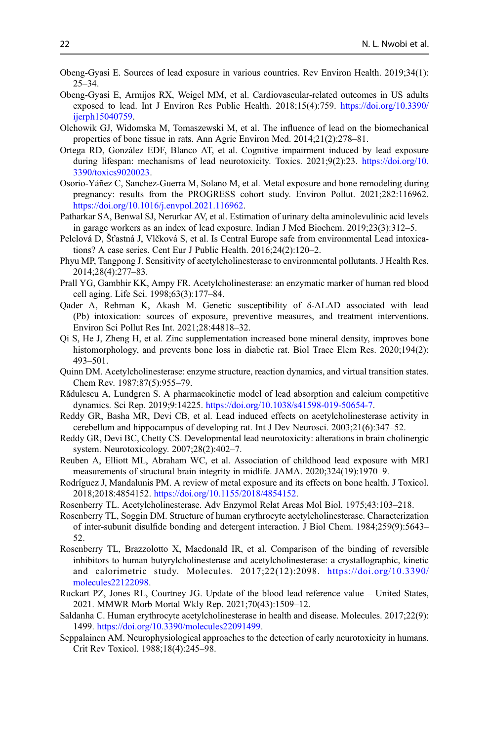Obeng-Gyasi E. Sources of lead exposure in various countries. Rev Environ Health. 2019;34(1): 25–34.

Obeng-Gyasi E, Armijos RX, Weigel MM, et al. Cardiovascular-related outcomes in US adults exposed to lead. Int J Environ Res Public Health. 2018;15(4):759. https://doi.org/10.3390/ijerph15040759.

Olchowik GJ, Widomska M, Tomaszewski M, et al. The influence of lead on the biomechanical properties of bone tissue in rats. Ann Agric Environ Med. 2014;21(2):278–81.

Ortega RD, González EDF, Blanco AT, et al. Cognitive impairment induced by lead exposure during lifespan: mechanisms of lead neurotoxicity. Toxics. 2021;9(2):23. https://doi.org/10.3390/toxics9020023.

Osorio-Yáñez C, Sanchez-Guerra M, Solano M, et al. Metal exposure and bone remodeling during pregnancy: results from the PROGRESS cohort study. Environ Pollut. 2021;282:116962. https://doi.org/10.1016/j.envpol.2021.116962.

Patharkar SA, Benwal SJ, Nerurkar AV, et al. Estimation of urinary delta aminolevulinic acid levels in garage workers as an index of lead exposure. Indian J Med Biochem. 2019;23(3):312–5.

Pelclová D, Šťastná J, Vlčková S, et al. Is Central Europe safe from environmental Lead intoxications? A case series. Cent Eur J Public Health. 2016;24(2):120–2.

Phyu MP, Tangpong J. Sensitivity of acetylcholinesterase to environmental pollutants. J Health Res. 2014;28(4):277–83.

Prall YG, Gambhir KK, Ampy FR. Acetylcholinesterase: an enzymatic marker of human red blood cell aging. Life Sci. 1998;63(3):177–84.

Qader A, Rehman K, Akash M. Genetic susceptibility of δ-ALAD associated with lead (Pb) intoxication: sources of exposure, preventive measures, and treatment interventions. Environ Sci Pollut Res Int. 2021;28:44818–32.

Qi S, He J, Zheng H, et al. Zinc supplementation increased bone mineral density, improves bone histomorphology, and prevents bone loss in diabetic rat. Biol Trace Elem Res. 2020;194(2): 493–501.

Quinn DM. Acetylcholinesterase: enzyme structure, reaction dynamics, and virtual transition states. Chem Rev. 1987;87(5):955–79.

Rădulescu A, Lundgren S. A pharmacokinetic model of lead absorption and calcium competitive dynamics. Sci Rep. 2019;9:14225. https://doi.org/10.1038/s41598-019-50654-7.

Reddy GR, Basha MR, Devi CB, et al. Lead induced effects on acetylcholinesterase activity in cerebellum and hippocampus of developing rat. Int J Dev Neurosci. 2003;21(6):347–52.

Reddy GR, Devi BC, Chetty CS. Developmental lead neurotoxicity: alterations in brain cholinergic system. Neurotoxicology. 2007;28(2):402–7.

Reuben A, Elliott ML, Abraham WC, et al. Association of childhood lead exposure with MRI measurements of structural brain integrity in midlife. JAMA. 2020;324(19):1970–9.

Rodríguez J, Mandalunis PM. A review of metal exposure and its effects on bone health. J Toxicol. 2018;2018:4854152. https://doi.org/10.1155/2018/4854152.

Rosenberry TL. Acetylcholinesterase. Adv Enzymol Relat Areas Mol Biol. 1975;43:103–218.

Rosenberry TL, Soggin DM. Structure of human erythrocyte acetylcholinesterase. Characterization of inter-subunit disulfide bonding and detergent interaction. J Biol Chem. 1984;259(9):5643–52.

Rosenberry TL, Brazzolotto X, Macdonald IR, et al. Comparison of the binding of reversible inhibitors to human butyrylcholinesterase and acetylcholinesterase: a crystallographic, kinetic and calorimetric study. Molecules. 2017;22(12):2098. https://doi.org/10.3390/molecules22122098.

Ruckart PZ, Jones RL, Courtney JG. Update of the blood lead reference value – United States, 2021. MMWR Morb Mortal Wkly Rep. 2021;70(43):1509–12.

Saldanha C. Human erythrocyte acetylcholinesterase in health and disease. Molecules. 2017;22(9): 1499. https://doi.org/10.3390/molecules22091499.

Seppalainen AM. Neurophysiological approaches to the detection of early neurotoxicity in humans. Crit Rev Toxicol. 1988;18(4):245–98.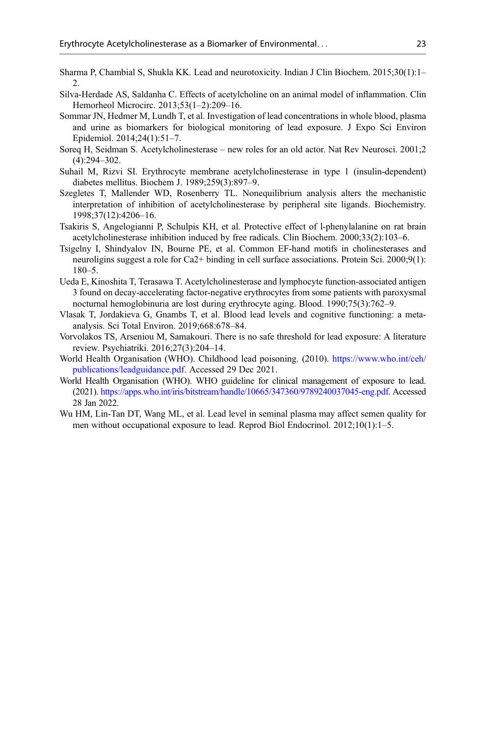Sharma P, Chambial S, Shukla KK. Lead and neurotoxicity. Indian J Clin Biochem. 2015;30(1):1–2.

Silva-Herdade AS, Saldanha C. Effects of acetylcholine on an animal model of inflammation. Clin Hemorheol Microcirc. 2013;53(1–2):209–16.

Sommar JN, Hedmer M, Lundh T, et al. Investigation of lead concentrations in whole blood, plasma and urine as biomarkers for biological monitoring of lead exposure. J Expo Sci Environ Epidemiol. 2014;24(1):51–7.

Soreq H, Seidman S. Acetylcholinesterase – new roles for an old actor. Nat Rev Neurosci. 2001;2(4):294–302.

Suhail M, Rizvi SI. Erythrocyte membrane acetylcholinesterase in type 1 (insulin-dependent) diabetes mellitus. Biochem J. 1989;259(3):897–9.

Szegletes T, Mallender WD, Rosenberry TL. Nonequilibrium analysis alters the mechanistic interpretation of inhibition of acetylcholinesterase by peripheral site ligands. Biochemistry. 1998;37(12):4206–16.

Tsakiris S, Angelogianni P, Schulpis KH, et al. Protective effect of l-phenylalanine on rat brain acetylcholinesterase inhibition induced by free radicals. Clin Biochem. 2000;33(2):103–6.

Tsigelny I, Shindyalov IN, Bourne PE, et al. Common EF-hand motifs in cholinesterases and neuroligins suggest a role for Ca2+ binding in cell surface associations. Protein Sci. 2000;9(1):180–5.

Ueda E, Kinoshita T, Terasawa T. Acetylcholinesterase and lymphocyte function-associated antigen 3 found on decay-accelerating factor-negative erythrocytes from some patients with paroxysmal nocturnal hemoglobinuria are lost during erythrocyte aging. Blood. 1990;75(3):762–9.

Vlasak T, Jordakieva G, Gnambs T, et al. Blood lead levels and cognitive functioning: a meta-analysis. Sci Total Environ. 2019;668:678–84.

Vorvolakos TS, Arseniou M, Samakouri. There is no safe threshold for lead exposure: A literature review. Psychiatriki. 2016;27(3):204–14.

World Health Organisation (WHO). Childhood lead poisoning. (2010). https://www.who.int/ceh/publications/leadguidance.pdf. Accessed 29 Dec 2021.

World Health Organisation (WHO). WHO guideline for clinical management of exposure to lead. (2021). https://apps.who.int/iris/bitstream/handle/10665/347360/9789240037045-eng.pdf. Accessed 28 Jan 2022.

Wu HM, Lin-Tan DT, Wang ML, et al. Lead level in seminal plasma may affect semen quality for men without occupational exposure to lead. Reprod Biol Endocrinol. 2012;10(1):1–5.